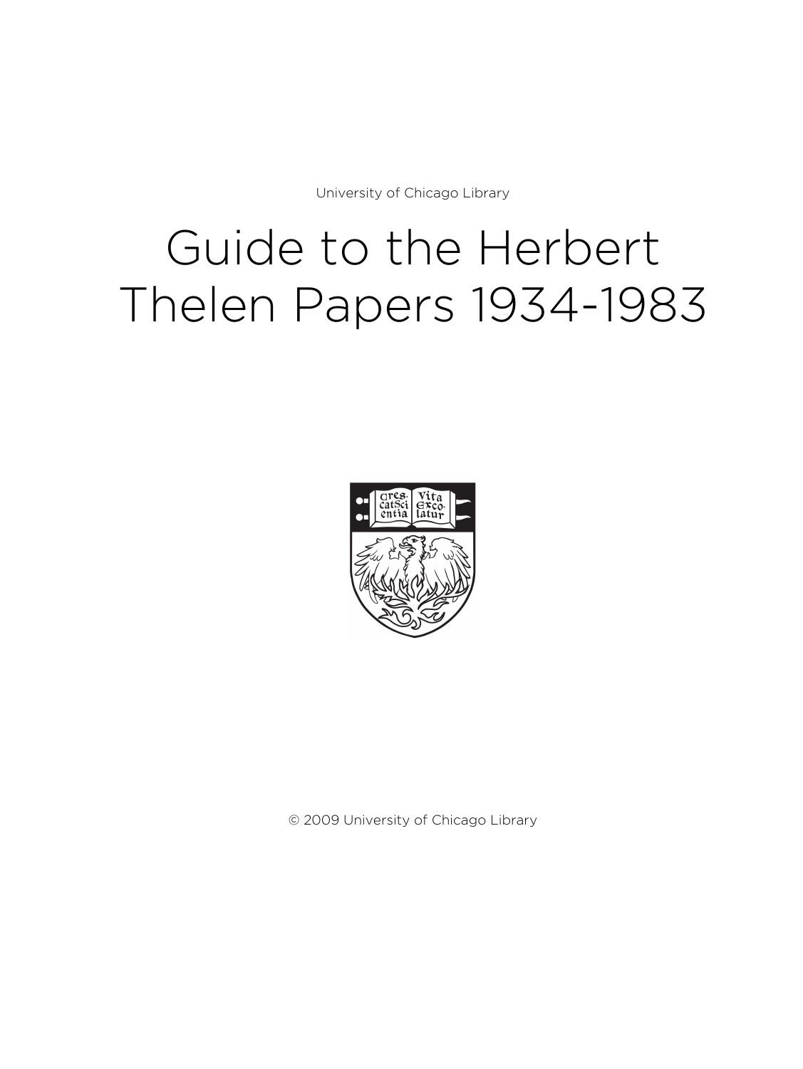University of Chicago Library

# Guide to the Herbert Thelen Papers 1934-1983

© 2009 University of Chicago Library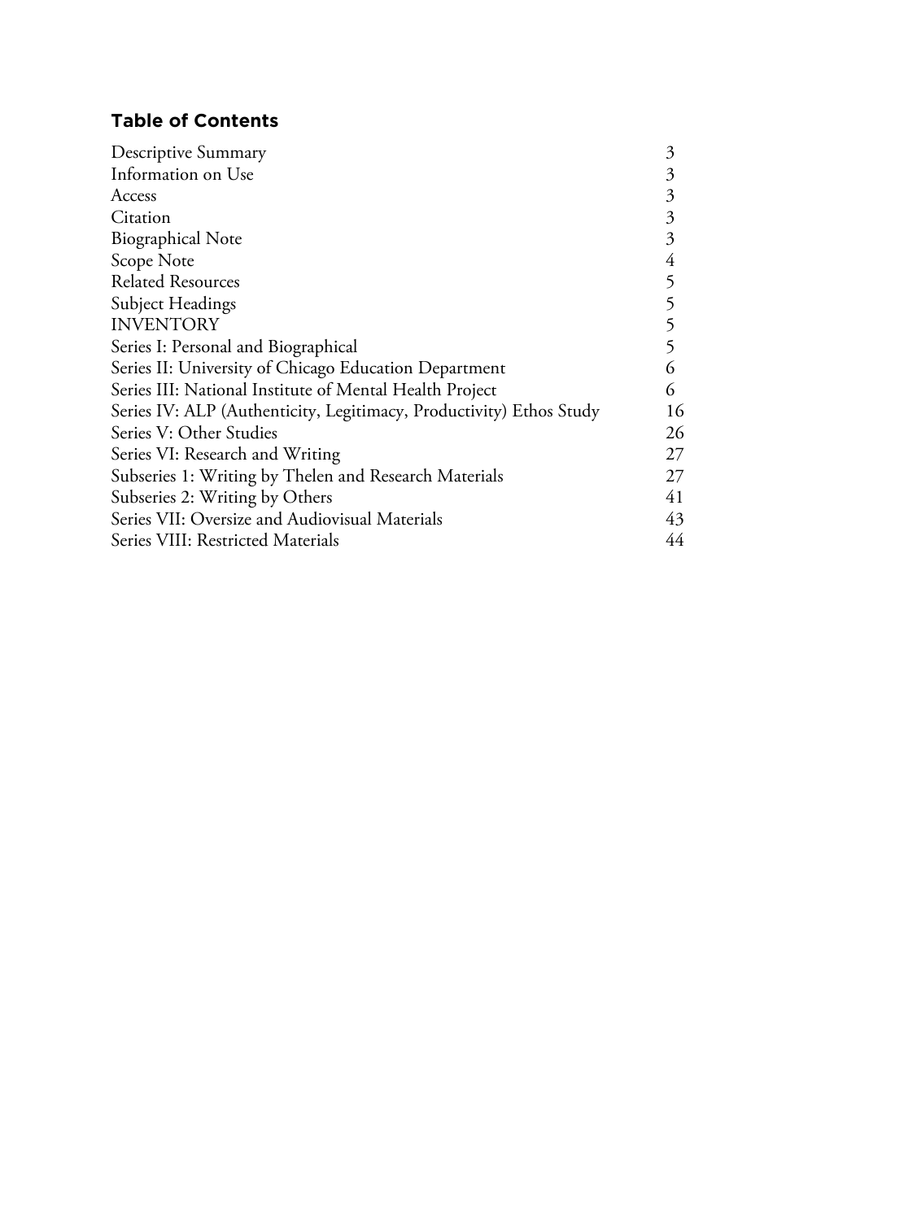## Table of Contents

| | |
|---|---|
| Descriptive Summary | 3 |
| Information on Use | 3 |
| Access | 3 |
| Citation | 3 |
| Biographical Note | 3 |
| Scope Note | 4 |
| Related Resources | 5 |
| Subject Headings | 5 |
| INVENTORY | 5 |
| Series I: Personal and Biographical | 5 |
| Series II: University of Chicago Education Department | 6 |
| Series III: National Institute of Mental Health Project | 6 |
| Series IV: ALP (Authenticity, Legitimacy, Productivity) Ethos Study | 16 |
| Series V: Other Studies | 26 |
| Series VI: Research and Writing | 27 |
| Subseries 1: Writing by Thelen and Research Materials | 27 |
| Subseries 2: Writing by Others | 41 |
| Series VII: Oversize and Audiovisual Materials | 43 |
| Series VIII: Restricted Materials | 44 |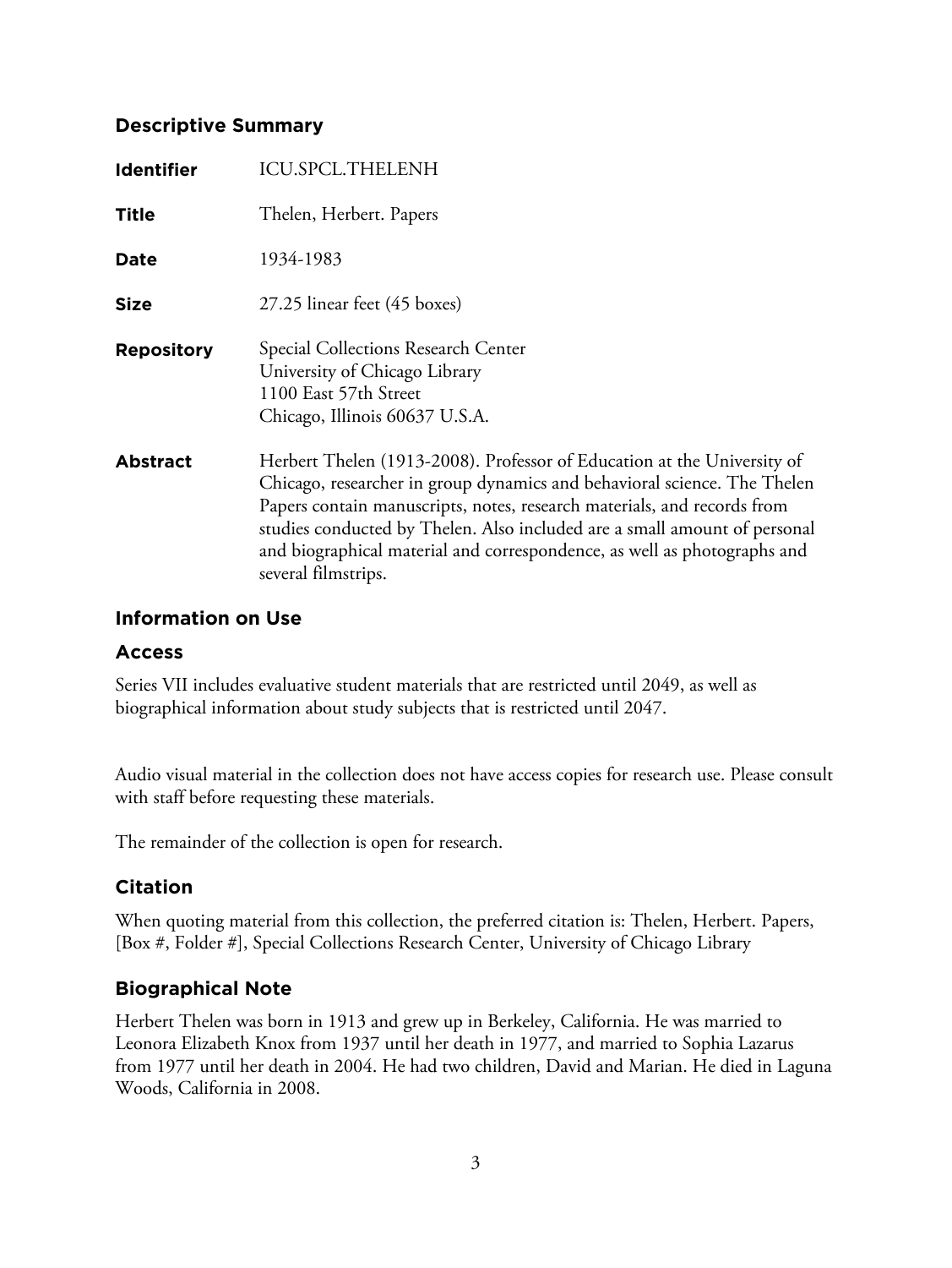## Descriptive Summary

| | |
|---|---|
| **Identifier** | ICU.SPCL.THELENH |
| **Title** | Thelen, Herbert. Papers |
| **Date** | 1934-1983 |
| **Size** | 27.25 linear feet (45 boxes) |
| **Repository** | Special Collections Research Center<br>University of Chicago Library<br>1100 East 57th Street<br>Chicago, Illinois 60637 U.S.A. |
| **Abstract** | Herbert Thelen (1913-2008). Professor of Education at the University of Chicago, researcher in group dynamics and behavioral science. The Thelen Papers contain manuscripts, notes, research materials, and records from studies conducted by Thelen. Also included are a small amount of personal and biographical material and correspondence, as well as photographs and several filmstrips. |

## Information on Use

### Access

Series VII includes evaluative student materials that are restricted until 2049, as well as biographical information about study subjects that is restricted until 2047.

Audio visual material in the collection does not have access copies for research use. Please consult with staff before requesting these materials.

The remainder of the collection is open for research.

### Citation

When quoting material from this collection, the preferred citation is: Thelen, Herbert. Papers, [Box #, Folder #], Special Collections Research Center, University of Chicago Library

### Biographical Note

Herbert Thelen was born in 1913 and grew up in Berkeley, California. He was married to Leonora Elizabeth Knox from 1937 until her death in 1977, and married to Sophia Lazarus from 1977 until her death in 2004. He had two children, David and Marian. He died in Laguna Woods, California in 2008.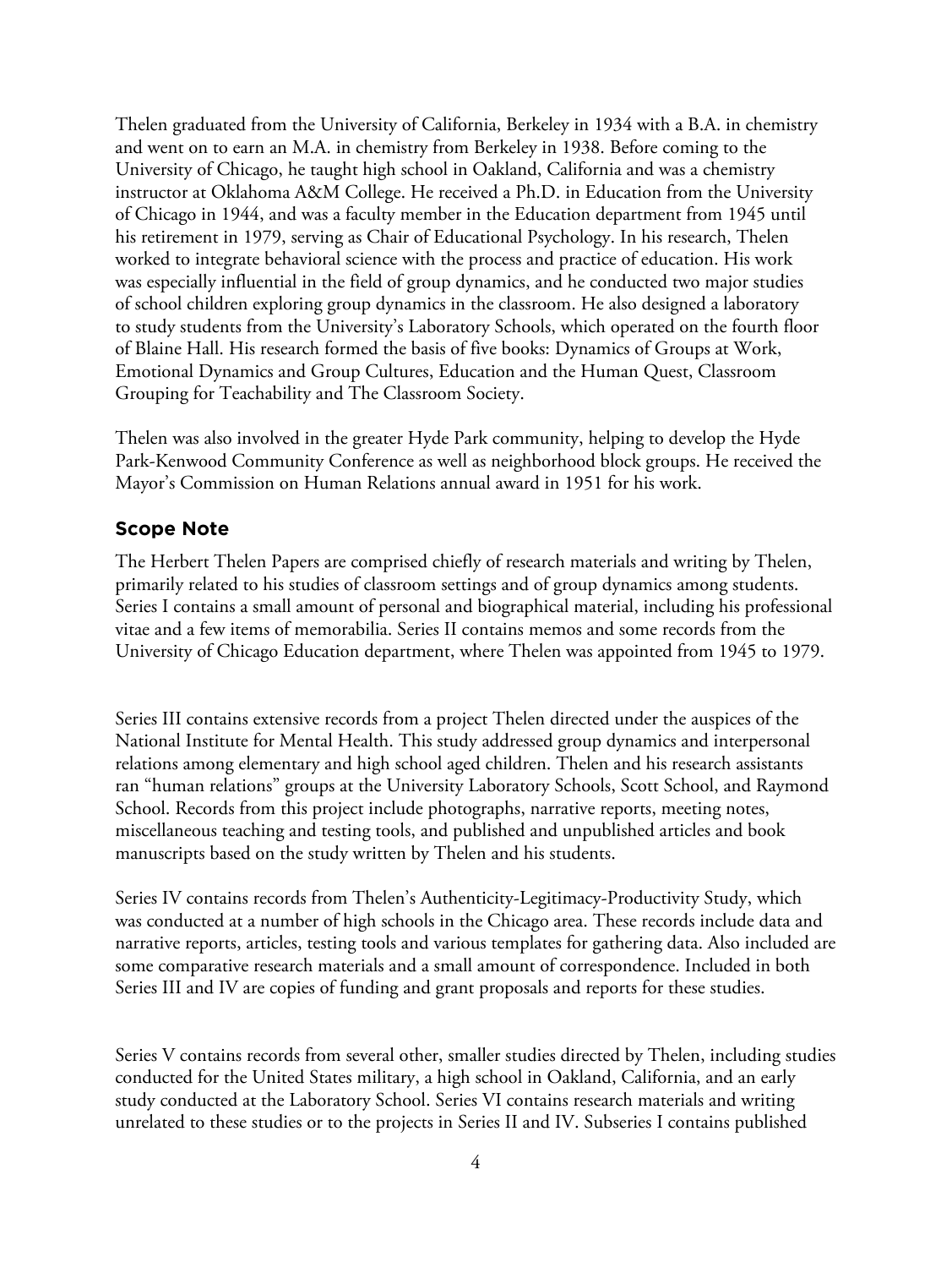Thelen graduated from the University of California, Berkeley in 1934 with a B.A. in chemistry and went on to earn an M.A. in chemistry from Berkeley in 1938. Before coming to the University of Chicago, he taught high school in Oakland, California and was a chemistry instructor at Oklahoma A&M College. He received a Ph.D. in Education from the University of Chicago in 1944, and was a faculty member in the Education department from 1945 until his retirement in 1979, serving as Chair of Educational Psychology. In his research, Thelen worked to integrate behavioral science with the process and practice of education. His work was especially influential in the field of group dynamics, and he conducted two major studies of school children exploring group dynamics in the classroom. He also designed a laboratory to study students from the University's Laboratory Schools, which operated on the fourth floor of Blaine Hall. His research formed the basis of five books: Dynamics of Groups at Work, Emotional Dynamics and Group Cultures, Education and the Human Quest, Classroom Grouping for Teachability and The Classroom Society.

Thelen was also involved in the greater Hyde Park community, helping to develop the Hyde Park-Kenwood Community Conference as well as neighborhood block groups. He received the Mayor's Commission on Human Relations annual award in 1951 for his work.

## Scope Note

The Herbert Thelen Papers are comprised chiefly of research materials and writing by Thelen, primarily related to his studies of classroom settings and of group dynamics among students. Series I contains a small amount of personal and biographical material, including his professional vitae and a few items of memorabilia. Series II contains memos and some records from the University of Chicago Education department, where Thelen was appointed from 1945 to 1979.

Series III contains extensive records from a project Thelen directed under the auspices of the National Institute for Mental Health. This study addressed group dynamics and interpersonal relations among elementary and high school aged children. Thelen and his research assistants ran "human relations" groups at the University Laboratory Schools, Scott School, and Raymond School. Records from this project include photographs, narrative reports, meeting notes, miscellaneous teaching and testing tools, and published and unpublished articles and book manuscripts based on the study written by Thelen and his students.

Series IV contains records from Thelen's Authenticity-Legitimacy-Productivity Study, which was conducted at a number of high schools in the Chicago area. These records include data and narrative reports, articles, testing tools and various templates for gathering data. Also included are some comparative research materials and a small amount of correspondence. Included in both Series III and IV are copies of funding and grant proposals and reports for these studies.

Series V contains records from several other, smaller studies directed by Thelen, including studies conducted for the United States military, a high school in Oakland, California, and an early study conducted at the Laboratory School. Series VI contains research materials and writing unrelated to these studies or to the projects in Series II and IV. Subseries I contains published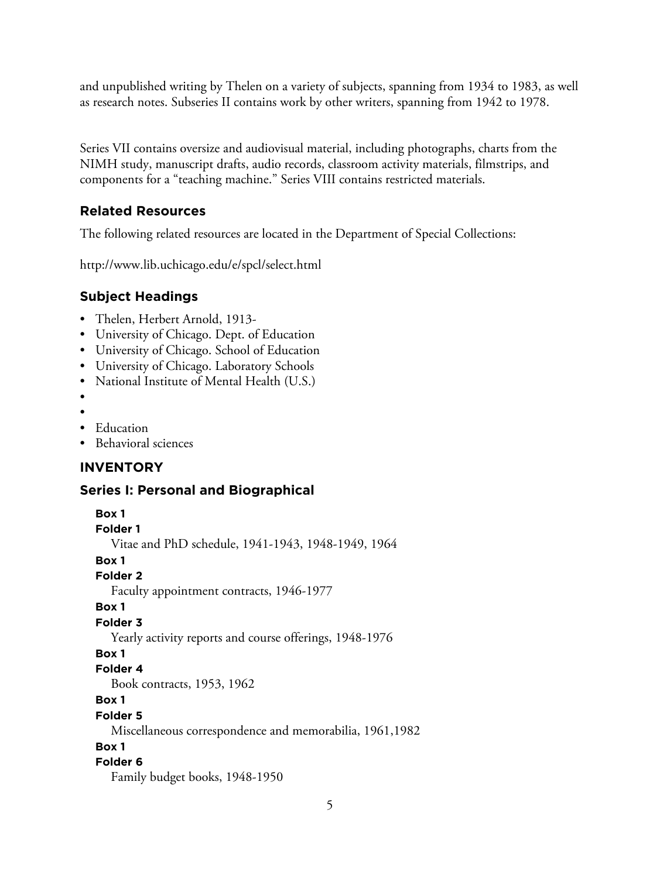and unpublished writing by Thelen on a variety of subjects, spanning from 1934 to 1983, as well as research notes. Subseries II contains work by other writers, spanning from 1942 to 1978.

Series VII contains oversize and audiovisual material, including photographs, charts from the NIMH study, manuscript drafts, audio records, classroom activity materials, filmstrips, and components for a "teaching machine." Series VIII contains restricted materials.

## Related Resources

The following related resources are located in the Department of Special Collections:

http://www.lib.uchicago.edu/e/spcl/select.html

## Subject Headings

- Thelen, Herbert Arnold, 1913-
- University of Chicago. Dept. of Education
- University of Chicago. School of Education
- University of Chicago. Laboratory Schools
- National Institute of Mental Health (U.S.)
- 
- 
- Education
- Behavioral sciences

# INVENTORY

## Series I: Personal and Biographical

**Box 1**
**Folder 1**
Vitae and PhD schedule, 1941-1943, 1948-1949, 1964

**Box 1**
**Folder 2**
Faculty appointment contracts, 1946-1977

**Box 1**
**Folder 3**
Yearly activity reports and course offerings, 1948-1976

**Box 1**
**Folder 4**
Book contracts, 1953, 1962

**Box 1**
**Folder 5**
Miscellaneous correspondence and memorabilia, 1961,1982

**Box 1**
**Folder 6**
Family budget books, 1948-1950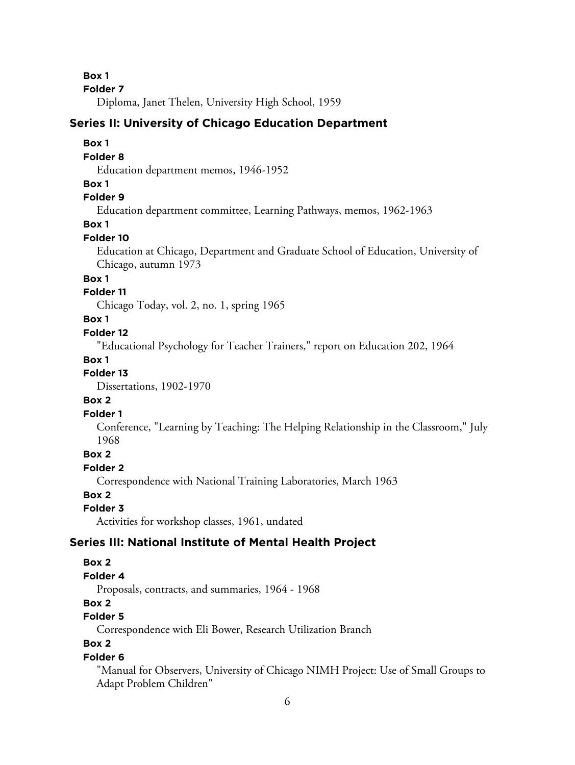**Box 1**

**Folder 7**

Diploma, Janet Thelen, University High School, 1959

### Series II: University of Chicago Education Department

**Box 1**

**Folder 8**

Education department memos, 1946-1952

**Box 1**

**Folder 9**

Education department committee, Learning Pathways, memos, 1962-1963

**Box 1**

**Folder 10**

Education at Chicago, Department and Graduate School of Education, University of Chicago, autumn 1973

**Box 1**

**Folder 11**

Chicago Today, vol. 2, no. 1, spring 1965

**Box 1**

**Folder 12**

"Educational Psychology for Teacher Trainers," report on Education 202, 1964

**Box 1**

**Folder 13**

Dissertations, 1902-1970

**Box 2**

**Folder 1**

Conference, "Learning by Teaching: The Helping Relationship in the Classroom," July 1968

**Box 2**

**Folder 2**

Correspondence with National Training Laboratories, March 1963

**Box 2**

**Folder 3**

Activities for workshop classes, 1961, undated

### Series III: National Institute of Mental Health Project

**Box 2**

**Folder 4**

Proposals, contracts, and summaries, 1964 - 1968

**Box 2**

**Folder 5**

Correspondence with Eli Bower, Research Utilization Branch

**Box 2**

**Folder 6**

"Manual for Observers, University of Chicago NIMH Project: Use of Small Groups to Adapt Problem Children"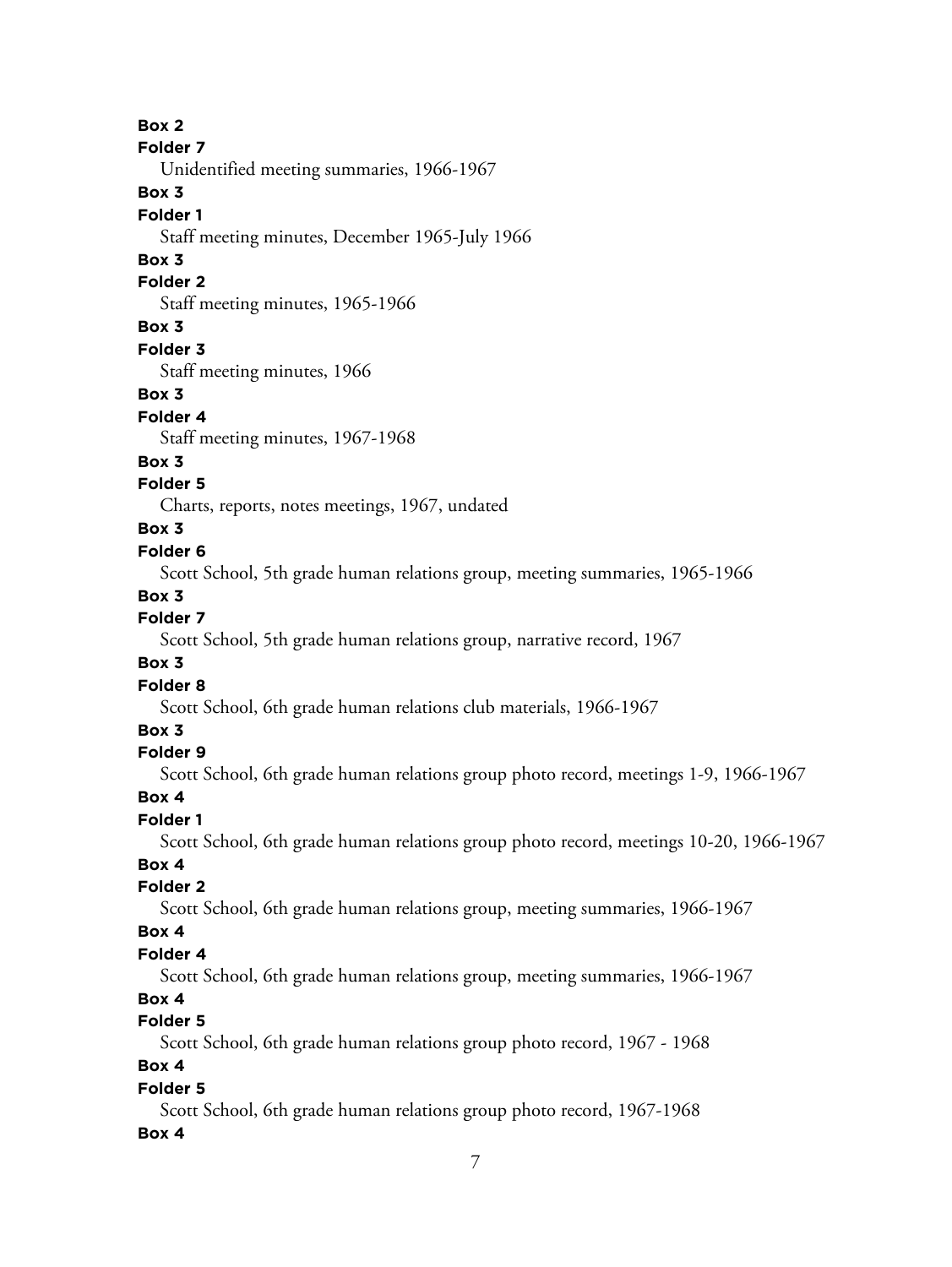**Box 2**
**Folder 7**
Unidentified meeting summaries, 1966-1967

**Box 3**
**Folder 1**
Staff meeting minutes, December 1965-July 1966

**Box 3**
**Folder 2**
Staff meeting minutes, 1965-1966

**Box 3**
**Folder 3**
Staff meeting minutes, 1966

**Box 3**
**Folder 4**
Staff meeting minutes, 1967-1968

**Box 3**
**Folder 5**
Charts, reports, notes meetings, 1967, undated

**Box 3**
**Folder 6**
Scott School, 5th grade human relations group, meeting summaries, 1965-1966

**Box 3**
**Folder 7**
Scott School, 5th grade human relations group, narrative record, 1967

**Box 3**
**Folder 8**
Scott School, 6th grade human relations club materials, 1966-1967

**Box 3**
**Folder 9**
Scott School, 6th grade human relations group photo record, meetings 1-9, 1966-1967

**Box 4**
**Folder 1**
Scott School, 6th grade human relations group photo record, meetings 10-20, 1966-1967

**Box 4**
**Folder 2**
Scott School, 6th grade human relations group, meeting summaries, 1966-1967

**Box 4**
**Folder 4**
Scott School, 6th grade human relations group, meeting summaries, 1966-1967

**Box 4**
**Folder 5**
Scott School, 6th grade human relations group photo record, 1967 - 1968

**Box 4**
**Folder 5**
Scott School, 6th grade human relations group photo record, 1967-1968

**Box 4**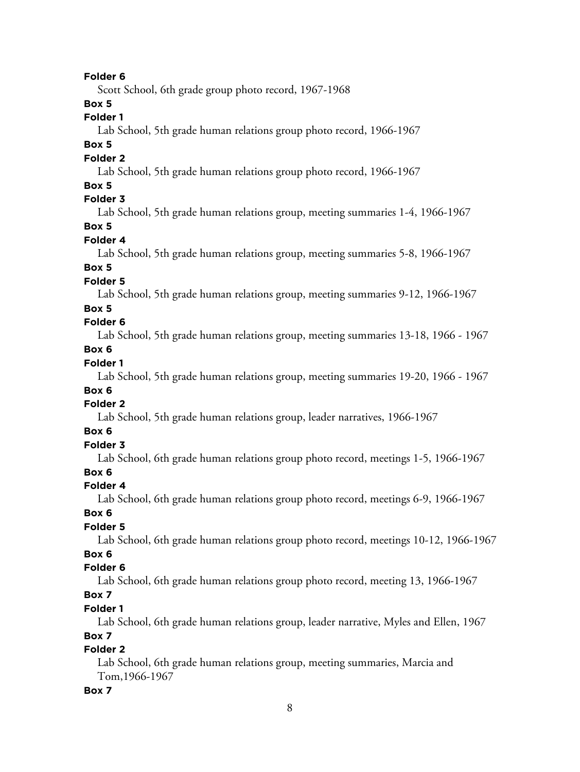**Folder 6**

Scott School, 6th grade group photo record, 1967-1968

**Box 5**

**Folder 1**

Lab School, 5th grade human relations group photo record, 1966-1967

**Box 5**

**Folder 2**

Lab School, 5th grade human relations group photo record, 1966-1967

**Box 5**

**Folder 3**

Lab School, 5th grade human relations group, meeting summaries 1-4, 1966-1967

**Box 5**

**Folder 4**

Lab School, 5th grade human relations group, meeting summaries 5-8, 1966-1967

**Box 5**

**Folder 5**

Lab School, 5th grade human relations group, meeting summaries 9-12, 1966-1967

**Box 5**

**Folder 6**

Lab School, 5th grade human relations group, meeting summaries 13-18, 1966 - 1967

**Box 6**

**Folder 1**

Lab School, 5th grade human relations group, meeting summaries 19-20, 1966 - 1967

**Box 6**

**Folder 2**

Lab School, 5th grade human relations group, leader narratives, 1966-1967

**Box 6**

**Folder 3**

Lab School, 6th grade human relations group photo record, meetings 1-5, 1966-1967

**Box 6**

**Folder 4**

Lab School, 6th grade human relations group photo record, meetings 6-9, 1966-1967

**Box 6**

**Folder 5**

Lab School, 6th grade human relations group photo record, meetings 10-12, 1966-1967

**Box 6**

**Folder 6**

Lab School, 6th grade human relations group photo record, meeting 13, 1966-1967

**Box 7**

**Folder 1**

Lab School, 6th grade human relations group, leader narrative, Myles and Ellen, 1967

**Box 7**

**Folder 2**

Lab School, 6th grade human relations group, meeting summaries, Marcia and Tom,1966-1967

**Box 7**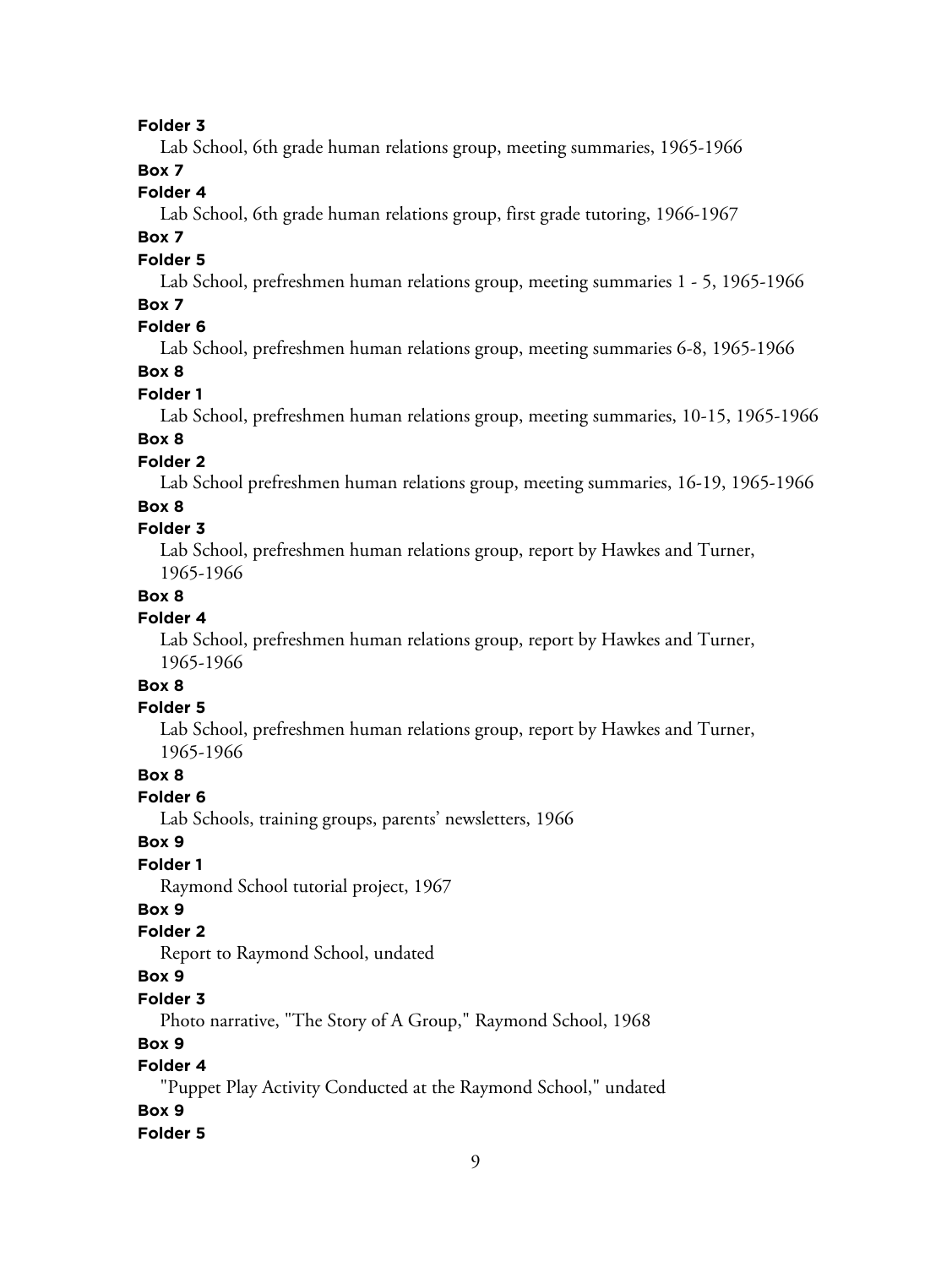**Folder 3**

Lab School, 6th grade human relations group, meeting summaries, 1965-1966

**Box 7**

**Folder 4**

Lab School, 6th grade human relations group, first grade tutoring, 1966-1967

**Box 7**

**Folder 5**

Lab School, prefreshmen human relations group, meeting summaries 1 - 5, 1965-1966

**Box 7**

**Folder 6**

Lab School, prefreshmen human relations group, meeting summaries 6-8, 1965-1966

**Box 8**

**Folder 1**

Lab School, prefreshmen human relations group, meeting summaries, 10-15, 1965-1966

**Box 8**

**Folder 2**

Lab School prefreshmen human relations group, meeting summaries, 16-19, 1965-1966

**Box 8**

**Folder 3**

Lab School, prefreshmen human relations group, report by Hawkes and Turner, 1965-1966

**Box 8**

**Folder 4**

Lab School, prefreshmen human relations group, report by Hawkes and Turner, 1965-1966

**Box 8**

**Folder 5**

Lab School, prefreshmen human relations group, report by Hawkes and Turner, 1965-1966

**Box 8**

**Folder 6**

Lab Schools, training groups, parents' newsletters, 1966

**Box 9**

**Folder 1**

Raymond School tutorial project, 1967

**Box 9**

**Folder 2**

Report to Raymond School, undated

**Box 9**

**Folder 3**

Photo narrative, "The Story of A Group," Raymond School, 1968

**Box 9**

**Folder 4**

"Puppet Play Activity Conducted at the Raymond School," undated

**Box 9**

**Folder 5**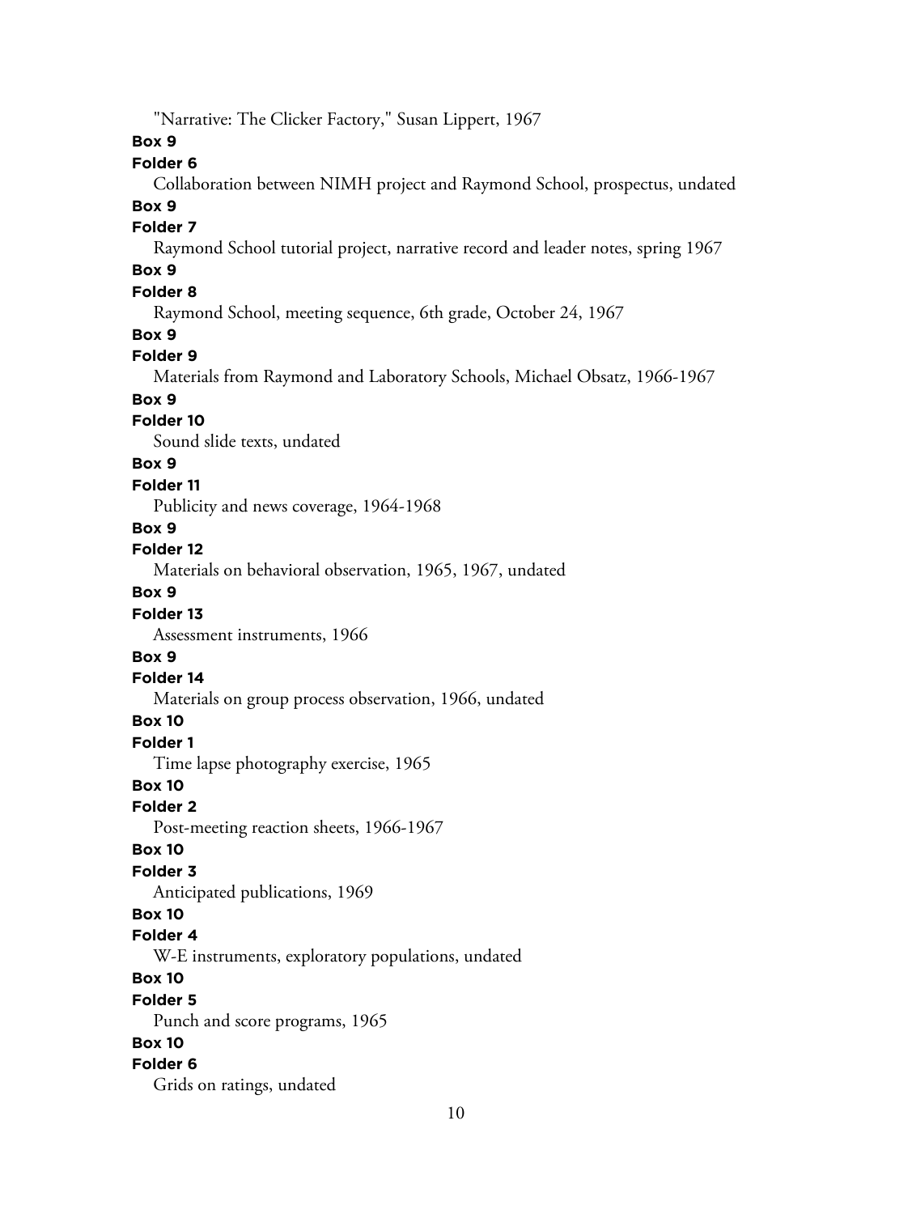"Narrative: The Clicker Factory," Susan Lippert, 1967

**Box 9**

**Folder 6**

Collaboration between NIMH project and Raymond School, prospectus, undated

**Box 9**

**Folder 7**

Raymond School tutorial project, narrative record and leader notes, spring 1967

**Box 9**

**Folder 8**

Raymond School, meeting sequence, 6th grade, October 24, 1967

**Box 9**

**Folder 9**

Materials from Raymond and Laboratory Schools, Michael Obsatz, 1966-1967

**Box 9**

**Folder 10**

Sound slide texts, undated

**Box 9**

**Folder 11**

Publicity and news coverage, 1964-1968

**Box 9**

**Folder 12**

Materials on behavioral observation, 1965, 1967, undated

**Box 9**

**Folder 13**

Assessment instruments, 1966

**Box 9**

**Folder 14**

Materials on group process observation, 1966, undated

**Box 10**

**Folder 1**

Time lapse photography exercise, 1965

**Box 10**

**Folder 2**

Post-meeting reaction sheets, 1966-1967

**Box 10**

**Folder 3**

Anticipated publications, 1969

**Box 10**

**Folder 4**

W-E instruments, exploratory populations, undated

**Box 10**

**Folder 5**

Punch and score programs, 1965

**Box 10**

**Folder 6**

Grids on ratings, undated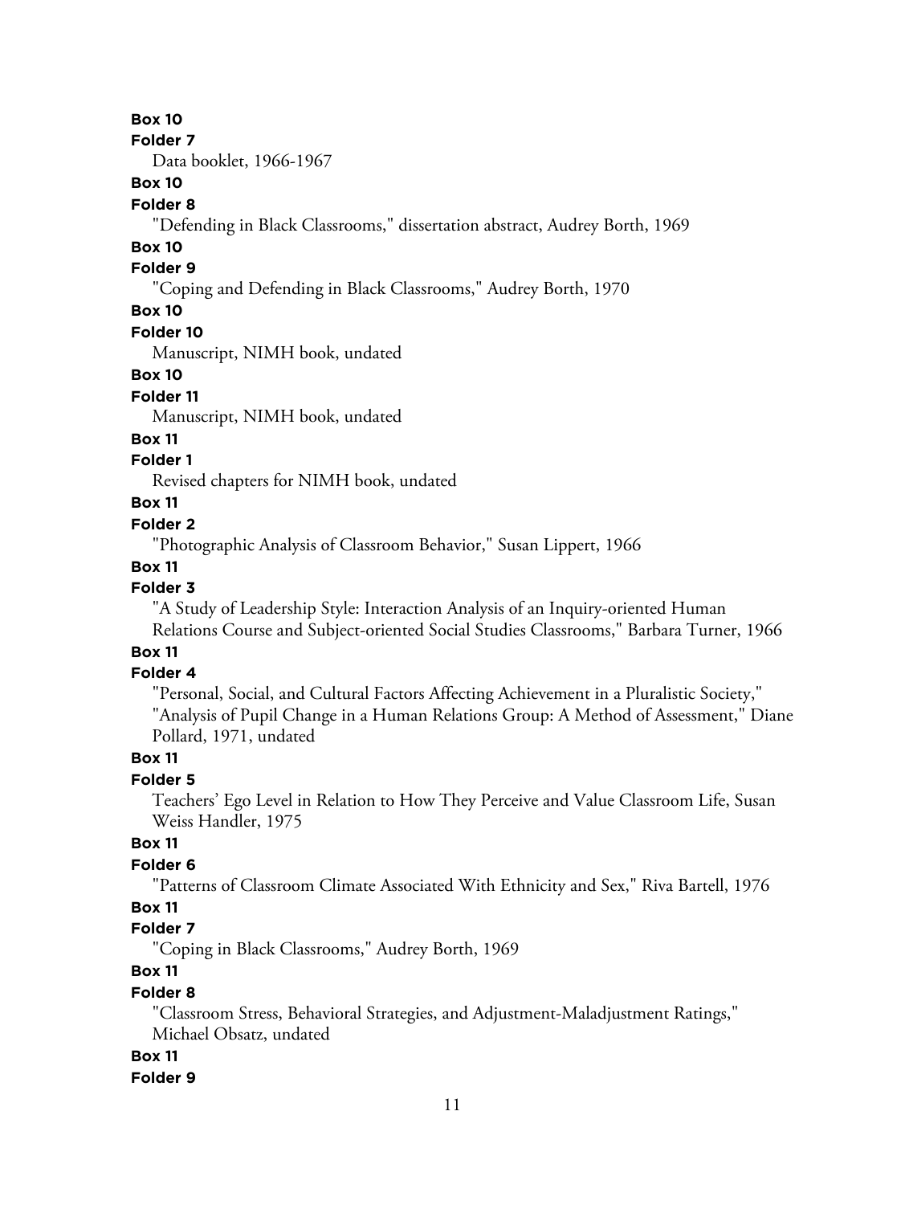**Box 10**

**Folder 7**

Data booklet, 1966-1967

**Box 10**

**Folder 8**

"Defending in Black Classrooms," dissertation abstract, Audrey Borth, 1969

**Box 10**

**Folder 9**

"Coping and Defending in Black Classrooms," Audrey Borth, 1970

**Box 10**

**Folder 10**

Manuscript, NIMH book, undated

**Box 10**

**Folder 11**

Manuscript, NIMH book, undated

**Box 11**

**Folder 1**

Revised chapters for NIMH book, undated

**Box 11**

**Folder 2**

"Photographic Analysis of Classroom Behavior," Susan Lippert, 1966

**Box 11**

**Folder 3**

"A Study of Leadership Style: Interaction Analysis of an Inquiry-oriented Human Relations Course and Subject-oriented Social Studies Classrooms," Barbara Turner, 1966

**Box 11**

**Folder 4**

"Personal, Social, and Cultural Factors Affecting Achievement in a Pluralistic Society," "Analysis of Pupil Change in a Human Relations Group: A Method of Assessment," Diane Pollard, 1971, undated

**Box 11**

**Folder 5**

Teachers' Ego Level in Relation to How They Perceive and Value Classroom Life, Susan Weiss Handler, 1975

**Box 11**

**Folder 6**

"Patterns of Classroom Climate Associated With Ethnicity and Sex," Riva Bartell, 1976

**Box 11**

**Folder 7**

"Coping in Black Classrooms," Audrey Borth, 1969

**Box 11**

**Folder 8**

"Classroom Stress, Behavioral Strategies, and Adjustment-Maladjustment Ratings," Michael Obsatz, undated

**Box 11**

**Folder 9**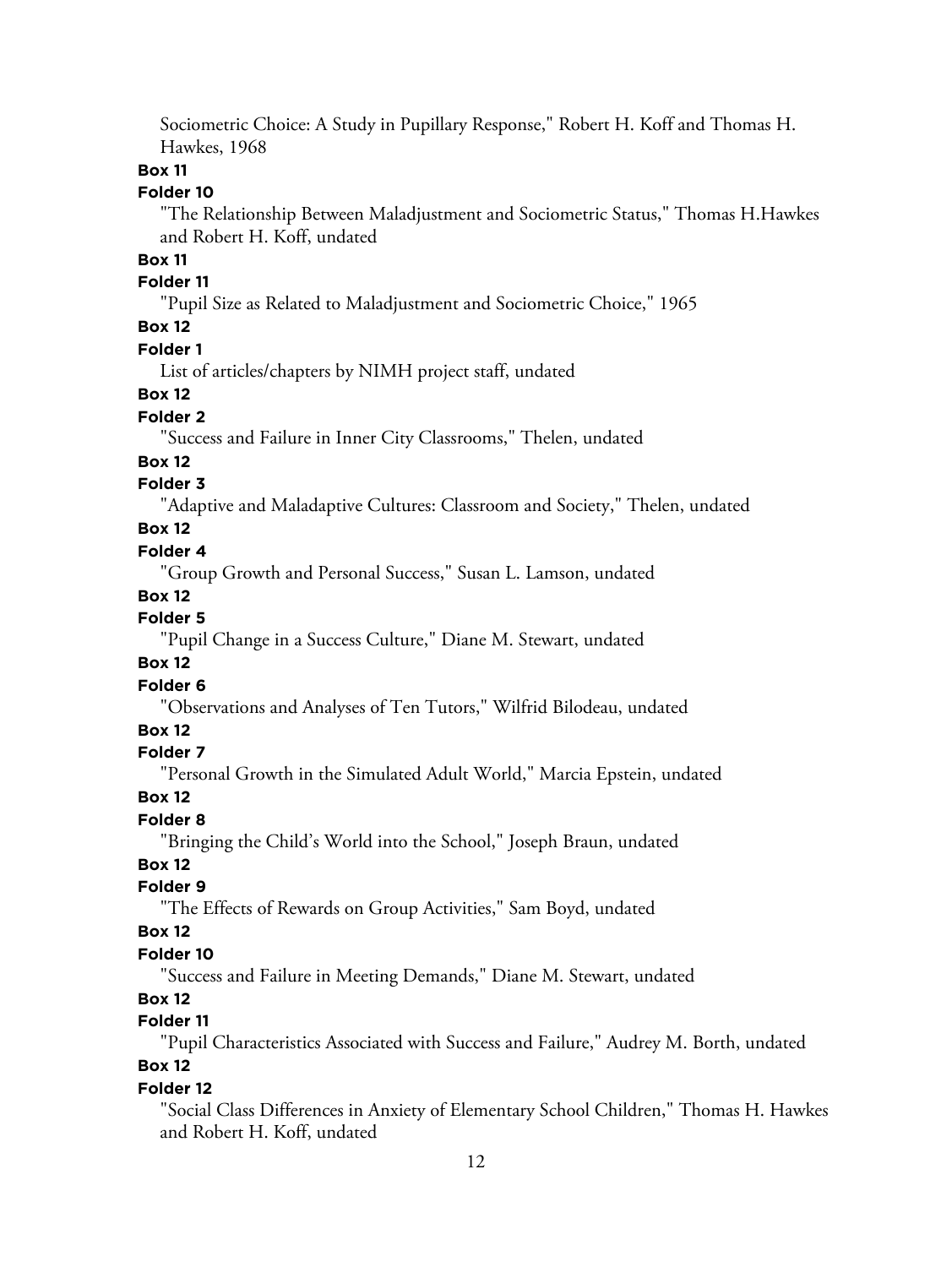Sociometric Choice: A Study in Pupillary Response," Robert H. Koff and Thomas H. Hawkes, 1968

**Box 11**

**Folder 10**

"The Relationship Between Maladjustment and Sociometric Status," Thomas H.Hawkes and Robert H. Koff, undated

**Box 11**

**Folder 11**

"Pupil Size as Related to Maladjustment and Sociometric Choice," 1965

**Box 12**

**Folder 1**

List of articles/chapters by NIMH project staff, undated

**Box 12**

**Folder 2**

"Success and Failure in Inner City Classrooms," Thelen, undated

**Box 12**

**Folder 3**

"Adaptive and Maladaptive Cultures: Classroom and Society," Thelen, undated

**Box 12**

**Folder 4**

"Group Growth and Personal Success," Susan L. Lamson, undated

**Box 12**

**Folder 5**

"Pupil Change in a Success Culture," Diane M. Stewart, undated

**Box 12**

**Folder 6**

"Observations and Analyses of Ten Tutors," Wilfrid Bilodeau, undated

**Box 12**

**Folder 7**

"Personal Growth in the Simulated Adult World," Marcia Epstein, undated

**Box 12**

**Folder 8**

"Bringing the Child's World into the School," Joseph Braun, undated

**Box 12**

**Folder 9**

"The Effects of Rewards on Group Activities," Sam Boyd, undated

**Box 12**

**Folder 10**

"Success and Failure in Meeting Demands," Diane M. Stewart, undated

**Box 12**

**Folder 11**

"Pupil Characteristics Associated with Success and Failure," Audrey M. Borth, undated

**Box 12**

**Folder 12**

"Social Class Differences in Anxiety of Elementary School Children," Thomas H. Hawkes and Robert H. Koff, undated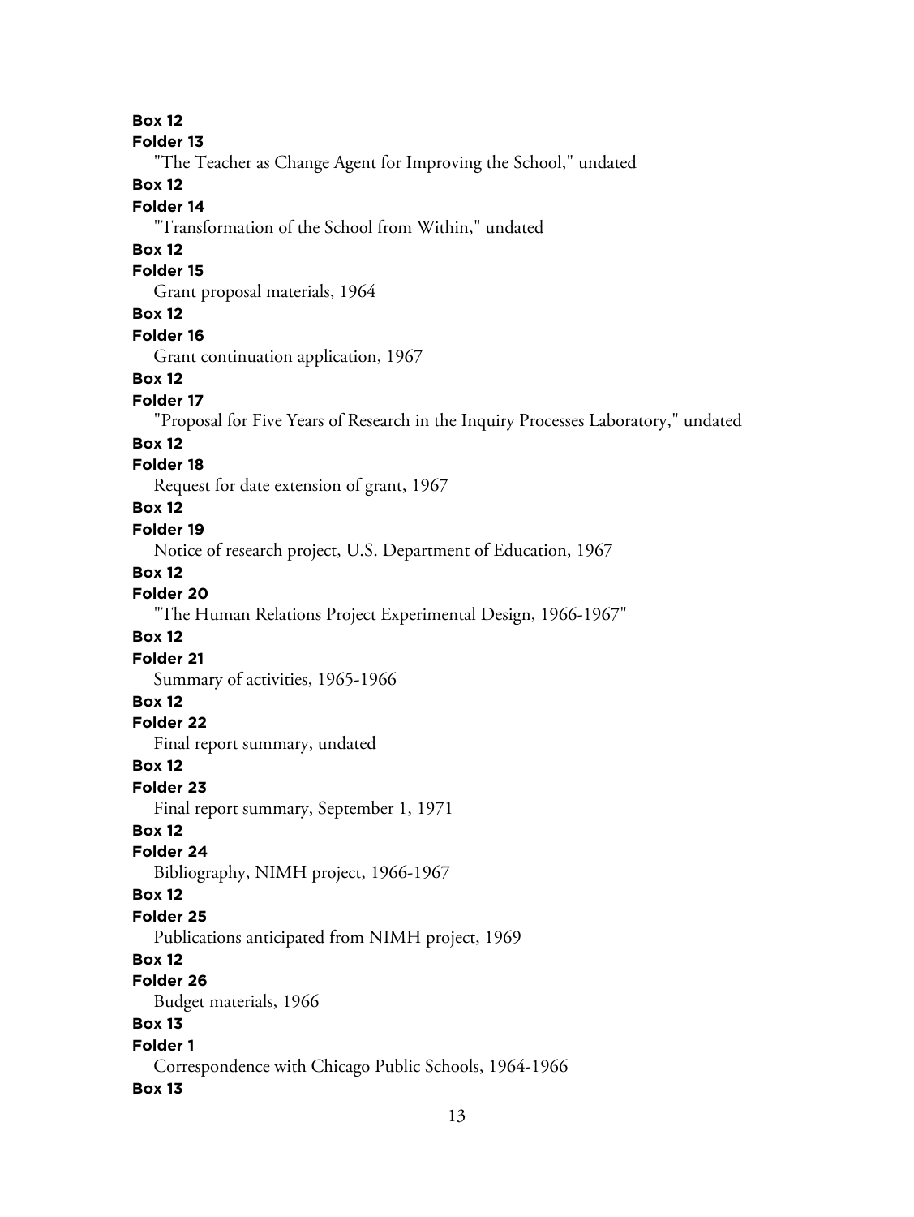**Box 12**

**Folder 13**

"The Teacher as Change Agent for Improving the School," undated

**Box 12**

**Folder 14**

"Transformation of the School from Within," undated

**Box 12**

**Folder 15**

Grant proposal materials, 1964

**Box 12**

**Folder 16**

Grant continuation application, 1967

**Box 12**

**Folder 17**

"Proposal for Five Years of Research in the Inquiry Processes Laboratory," undated

**Box 12**

**Folder 18**

Request for date extension of grant, 1967

**Box 12**

**Folder 19**

Notice of research project, U.S. Department of Education, 1967

**Box 12**

**Folder 20**

"The Human Relations Project Experimental Design, 1966-1967"

**Box 12**

**Folder 21**

Summary of activities, 1965-1966

**Box 12**

**Folder 22**

Final report summary, undated

**Box 12**

**Folder 23**

Final report summary, September 1, 1971

**Box 12**

**Folder 24**

Bibliography, NIMH project, 1966-1967

**Box 12**

**Folder 25**

Publications anticipated from NIMH project, 1969

**Box 12**

**Folder 26**

Budget materials, 1966

**Box 13**

**Folder 1**

Correspondence with Chicago Public Schools, 1964-1966

**Box 13**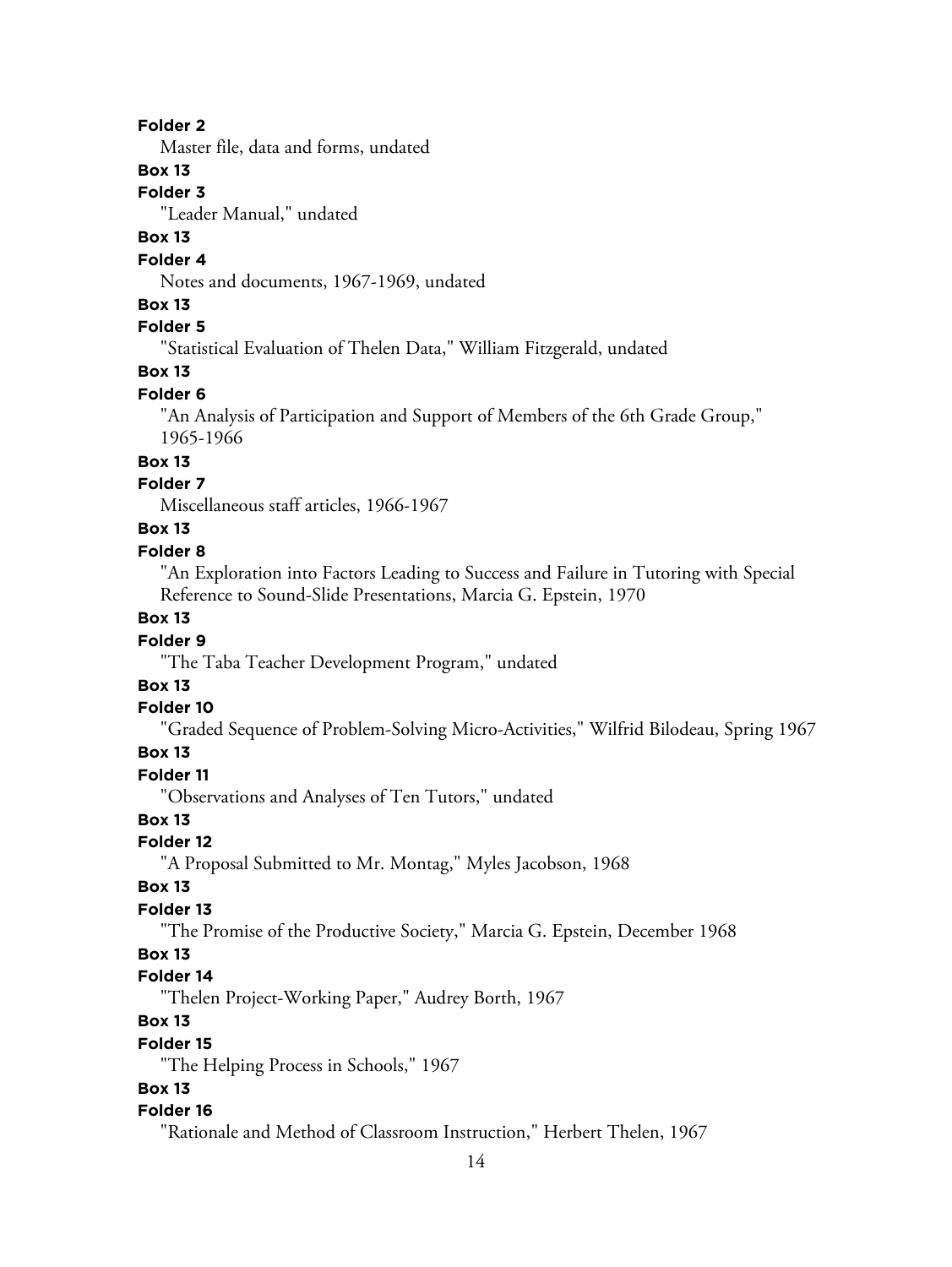**Folder 2**

Master file, data and forms, undated

**Box 13**

**Folder 3**

"Leader Manual," undated

**Box 13**

**Folder 4**

Notes and documents, 1967-1969, undated

**Box 13**

**Folder 5**

"Statistical Evaluation of Thelen Data," William Fitzgerald, undated

**Box 13**

**Folder 6**

"An Analysis of Participation and Support of Members of the 6th Grade Group," 1965-1966

**Box 13**

**Folder 7**

Miscellaneous staff articles, 1966-1967

**Box 13**

**Folder 8**

"An Exploration into Factors Leading to Success and Failure in Tutoring with Special Reference to Sound-Slide Presentations, Marcia G. Epstein, 1970

**Box 13**

**Folder 9**

"The Taba Teacher Development Program," undated

**Box 13**

**Folder 10**

"Graded Sequence of Problem-Solving Micro-Activities," Wilfrid Bilodeau, Spring 1967

**Box 13**

**Folder 11**

"Observations and Analyses of Ten Tutors," undated

**Box 13**

**Folder 12**

"A Proposal Submitted to Mr. Montag," Myles Jacobson, 1968

**Box 13**

**Folder 13**

"The Promise of the Productive Society," Marcia G. Epstein, December 1968

**Box 13**

**Folder 14**

"Thelen Project-Working Paper," Audrey Borth, 1967

**Box 13**

**Folder 15**

"The Helping Process in Schools," 1967

**Box 13**

**Folder 16**

"Rationale and Method of Classroom Instruction," Herbert Thelen, 1967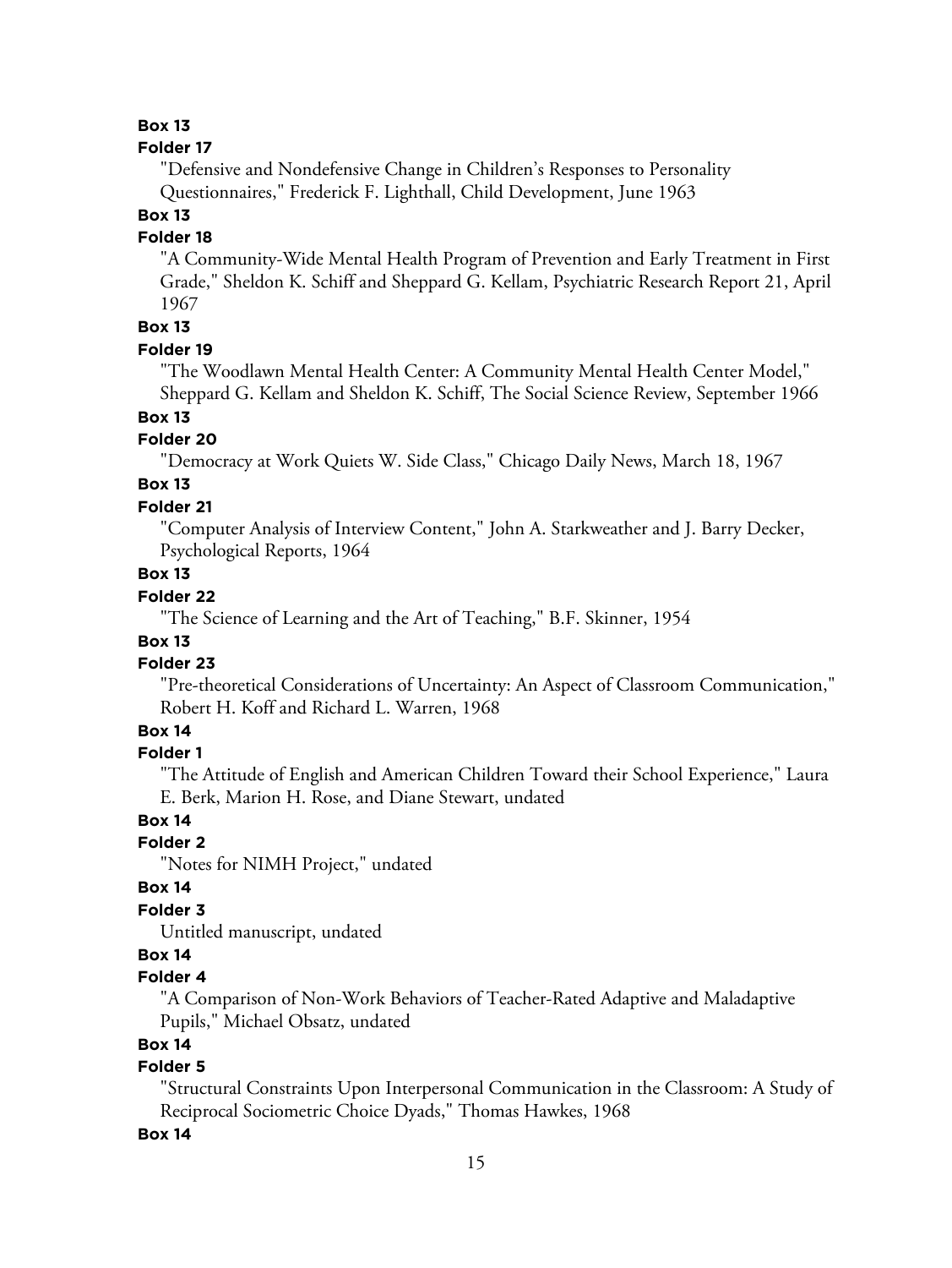**Box 13**

**Folder 17**

"Defensive and Nondefensive Change in Children's Responses to Personality Questionnaires," Frederick F. Lighthall, Child Development, June 1963

**Box 13**

**Folder 18**

"A Community-Wide Mental Health Program of Prevention and Early Treatment in First Grade," Sheldon K. Schiff and Sheppard G. Kellam, Psychiatric Research Report 21, April 1967

**Box 13**

**Folder 19**

"The Woodlawn Mental Health Center: A Community Mental Health Center Model," Sheppard G. Kellam and Sheldon K. Schiff, The Social Science Review, September 1966

**Box 13**

**Folder 20**

"Democracy at Work Quiets W. Side Class," Chicago Daily News, March 18, 1967

**Box 13**

**Folder 21**

"Computer Analysis of Interview Content," John A. Starkweather and J. Barry Decker, Psychological Reports, 1964

**Box 13**

**Folder 22**

"The Science of Learning and the Art of Teaching," B.F. Skinner, 1954

**Box 13**

**Folder 23**

"Pre-theoretical Considerations of Uncertainty: An Aspect of Classroom Communication," Robert H. Koff and Richard L. Warren, 1968

**Box 14**

**Folder 1**

"The Attitude of English and American Children Toward their School Experience," Laura E. Berk, Marion H. Rose, and Diane Stewart, undated

**Box 14**

**Folder 2**

"Notes for NIMH Project," undated

**Box 14**

**Folder 3**

Untitled manuscript, undated

**Box 14**

**Folder 4**

"A Comparison of Non-Work Behaviors of Teacher-Rated Adaptive and Maladaptive Pupils," Michael Obsatz, undated

**Box 14**

**Folder 5**

"Structural Constraints Upon Interpersonal Communication in the Classroom: A Study of Reciprocal Sociometric Choice Dyads," Thomas Hawkes, 1968

**Box 14**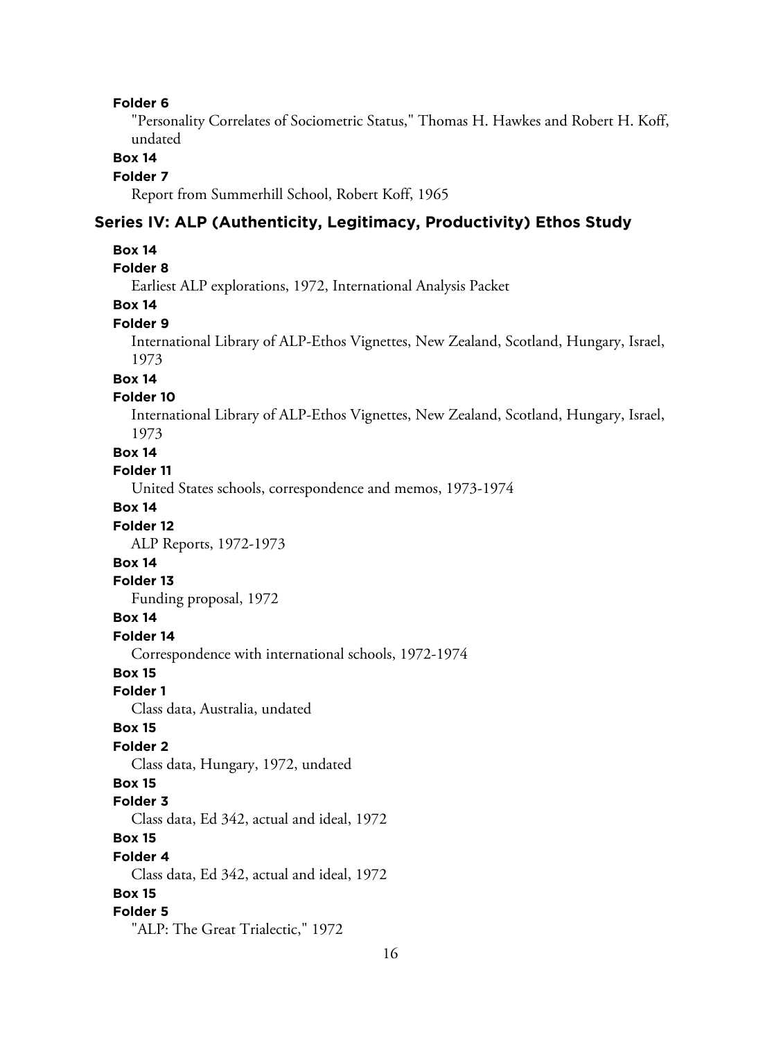**Folder 6**

"Personality Correlates of Sociometric Status," Thomas H. Hawkes and Robert H. Koff, undated

**Box 14**

**Folder 7**

Report from Summerhill School, Robert Koff, 1965

## Series IV: ALP (Authenticity, Legitimacy, Productivity) Ethos Study

**Box 14**

**Folder 8**

Earliest ALP explorations, 1972, International Analysis Packet

**Box 14**

**Folder 9**

International Library of ALP-Ethos Vignettes, New Zealand, Scotland, Hungary, Israel, 1973

**Box 14**

**Folder 10**

International Library of ALP-Ethos Vignettes, New Zealand, Scotland, Hungary, Israel, 1973

**Box 14**

**Folder 11**

United States schools, correspondence and memos, 1973-1974

**Box 14**

**Folder 12**

ALP Reports, 1972-1973

**Box 14**

**Folder 13**

Funding proposal, 1972

**Box 14**

**Folder 14**

Correspondence with international schools, 1972-1974

**Box 15**

**Folder 1**

Class data, Australia, undated

**Box 15**

**Folder 2**

Class data, Hungary, 1972, undated

**Box 15**

**Folder 3**

Class data, Ed 342, actual and ideal, 1972

**Box 15**

**Folder 4**

Class data, Ed 342, actual and ideal, 1972

**Box 15**

**Folder 5**

"ALP: The Great Trialectic," 1972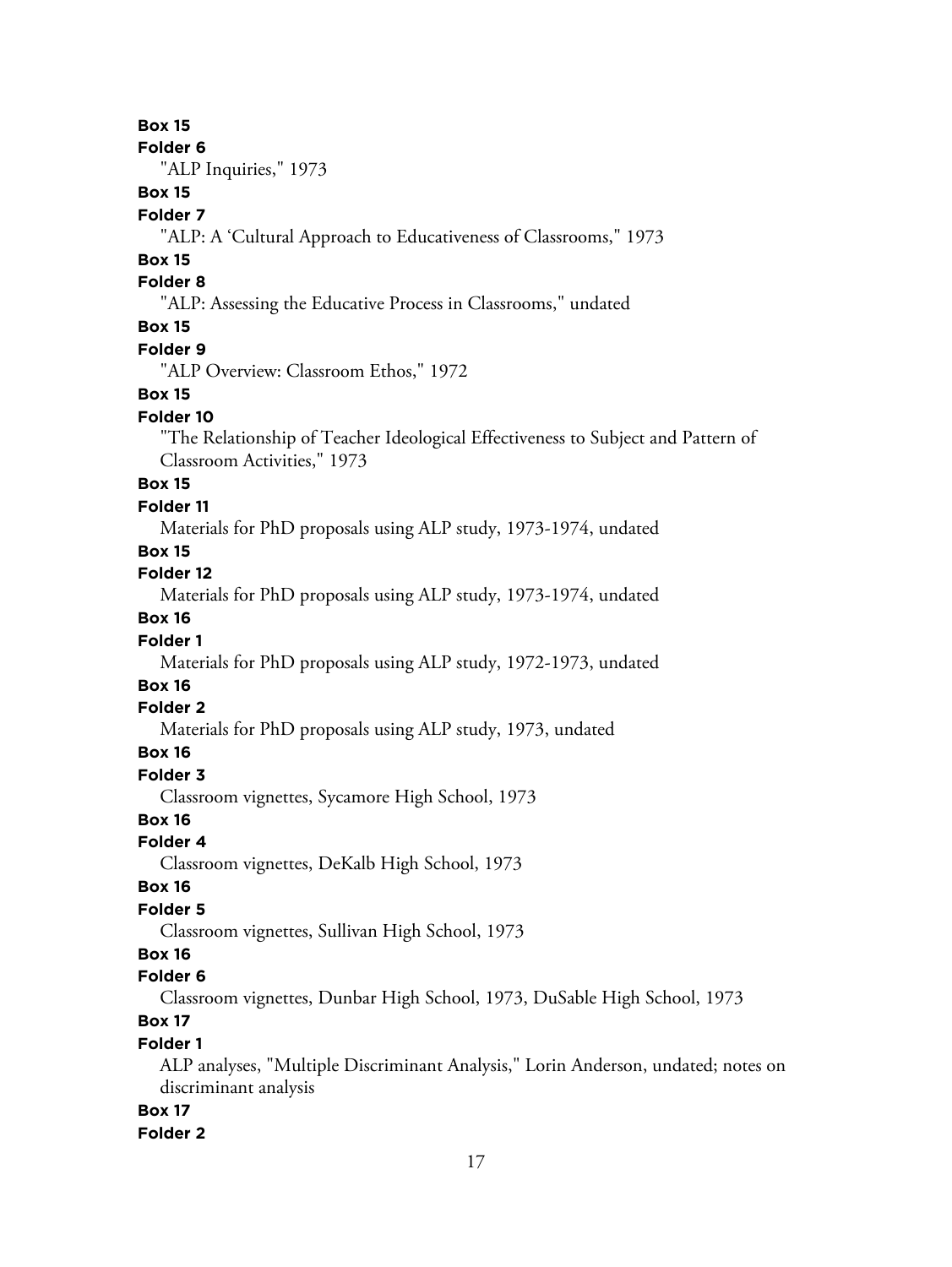**Box 15**

**Folder 6**

"ALP Inquiries," 1973

**Box 15**

**Folder 7**

"ALP: A 'Cultural Approach to Educativeness of Classrooms," 1973

**Box 15**

**Folder 8**

"ALP: Assessing the Educative Process in Classrooms," undated

**Box 15**

**Folder 9**

"ALP Overview: Classroom Ethos," 1972

**Box 15**

**Folder 10**

"The Relationship of Teacher Ideological Effectiveness to Subject and Pattern of Classroom Activities," 1973

**Box 15**

**Folder 11**

Materials for PhD proposals using ALP study, 1973-1974, undated

**Box 15**

**Folder 12**

Materials for PhD proposals using ALP study, 1973-1974, undated

**Box 16**

**Folder 1**

Materials for PhD proposals using ALP study, 1972-1973, undated

**Box 16**

**Folder 2**

Materials for PhD proposals using ALP study, 1973, undated

**Box 16**

**Folder 3**

Classroom vignettes, Sycamore High School, 1973

**Box 16**

**Folder 4**

Classroom vignettes, DeKalb High School, 1973

**Box 16**

**Folder 5**

Classroom vignettes, Sullivan High School, 1973

**Box 16**

**Folder 6**

Classroom vignettes, Dunbar High School, 1973, DuSable High School, 1973

**Box 17**

**Folder 1**

ALP analyses, "Multiple Discriminant Analysis," Lorin Anderson, undated; notes on discriminant analysis

**Box 17**

**Folder 2**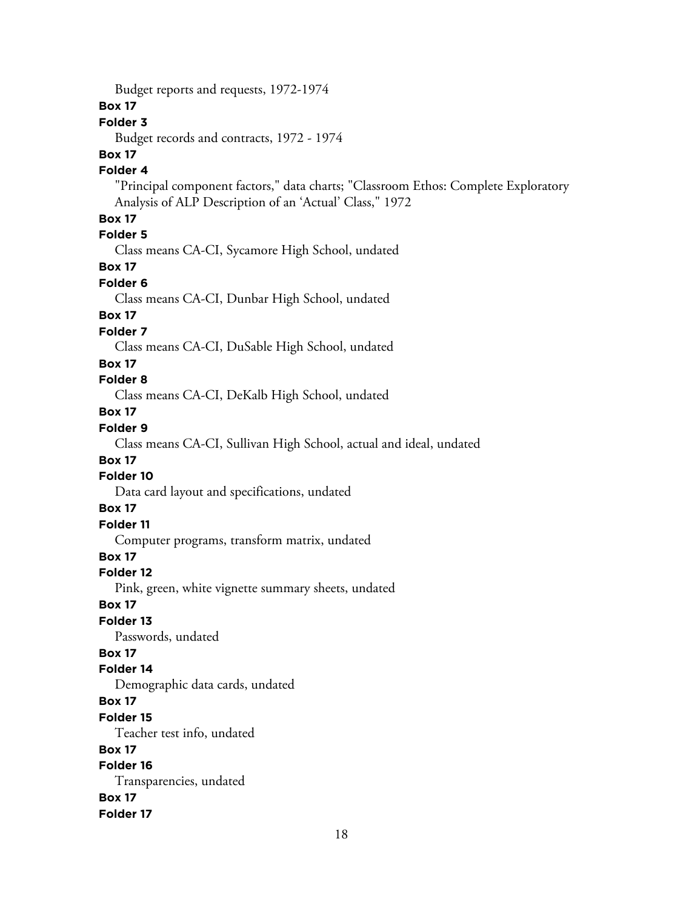Budget reports and requests, 1972-1974

**Box 17**

**Folder 3**

Budget records and contracts, 1972 - 1974

**Box 17**

**Folder 4**

"Principal component factors," data charts; "Classroom Ethos: Complete Exploratory Analysis of ALP Description of an 'Actual' Class," 1972

**Box 17**

**Folder 5**

Class means CA-CI, Sycamore High School, undated

**Box 17**

**Folder 6**

Class means CA-CI, Dunbar High School, undated

**Box 17**

**Folder 7**

Class means CA-CI, DuSable High School, undated

**Box 17**

**Folder 8**

Class means CA-CI, DeKalb High School, undated

**Box 17**

**Folder 9**

Class means CA-CI, Sullivan High School, actual and ideal, undated

**Box 17**

**Folder 10**

Data card layout and specifications, undated

**Box 17**

**Folder 11**

Computer programs, transform matrix, undated

**Box 17**

**Folder 12**

Pink, green, white vignette summary sheets, undated

**Box 17**

**Folder 13**

Passwords, undated

**Box 17**

**Folder 14**

Demographic data cards, undated

**Box 17**

**Folder 15**

Teacher test info, undated

**Box 17**

**Folder 16**

Transparencies, undated

**Box 17**

**Folder 17**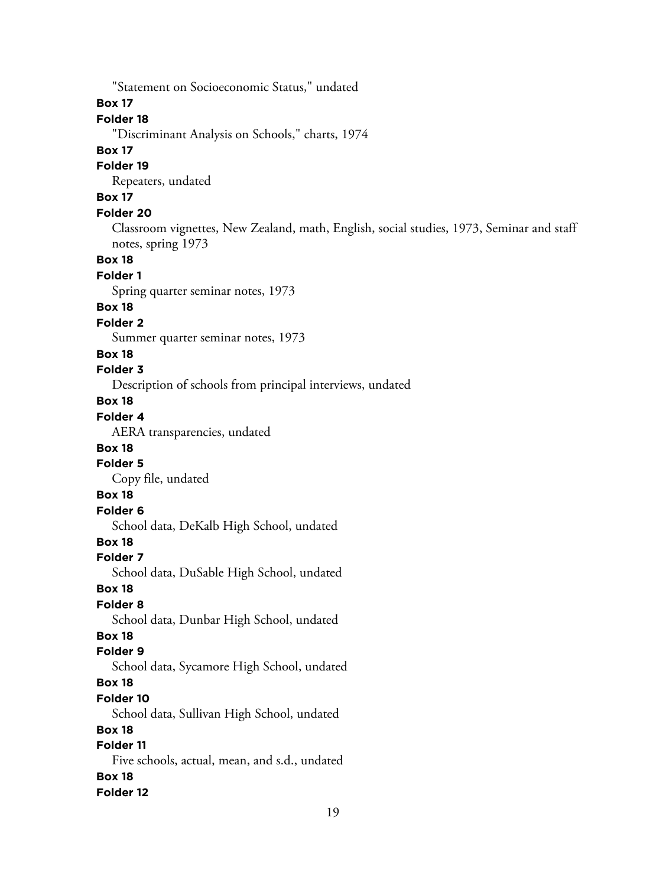"Statement on Socioeconomic Status," undated

**Box 17**

**Folder 18**

"Discriminant Analysis on Schools," charts, 1974

**Box 17**

**Folder 19**

Repeaters, undated

**Box 17**

**Folder 20**

Classroom vignettes, New Zealand, math, English, social studies, 1973, Seminar and staff notes, spring 1973

**Box 18**

**Folder 1**

Spring quarter seminar notes, 1973

**Box 18**

**Folder 2**

Summer quarter seminar notes, 1973

**Box 18**

**Folder 3**

Description of schools from principal interviews, undated

**Box 18**

**Folder 4**

AERA transparencies, undated

**Box 18**

**Folder 5**

Copy file, undated

**Box 18**

**Folder 6**

School data, DeKalb High School, undated

**Box 18**

**Folder 7**

School data, DuSable High School, undated

**Box 18**

**Folder 8**

School data, Dunbar High School, undated

**Box 18**

**Folder 9**

School data, Sycamore High School, undated

**Box 18**

**Folder 10**

School data, Sullivan High School, undated

**Box 18**

**Folder 11**

Five schools, actual, mean, and s.d., undated

**Box 18**

**Folder 12**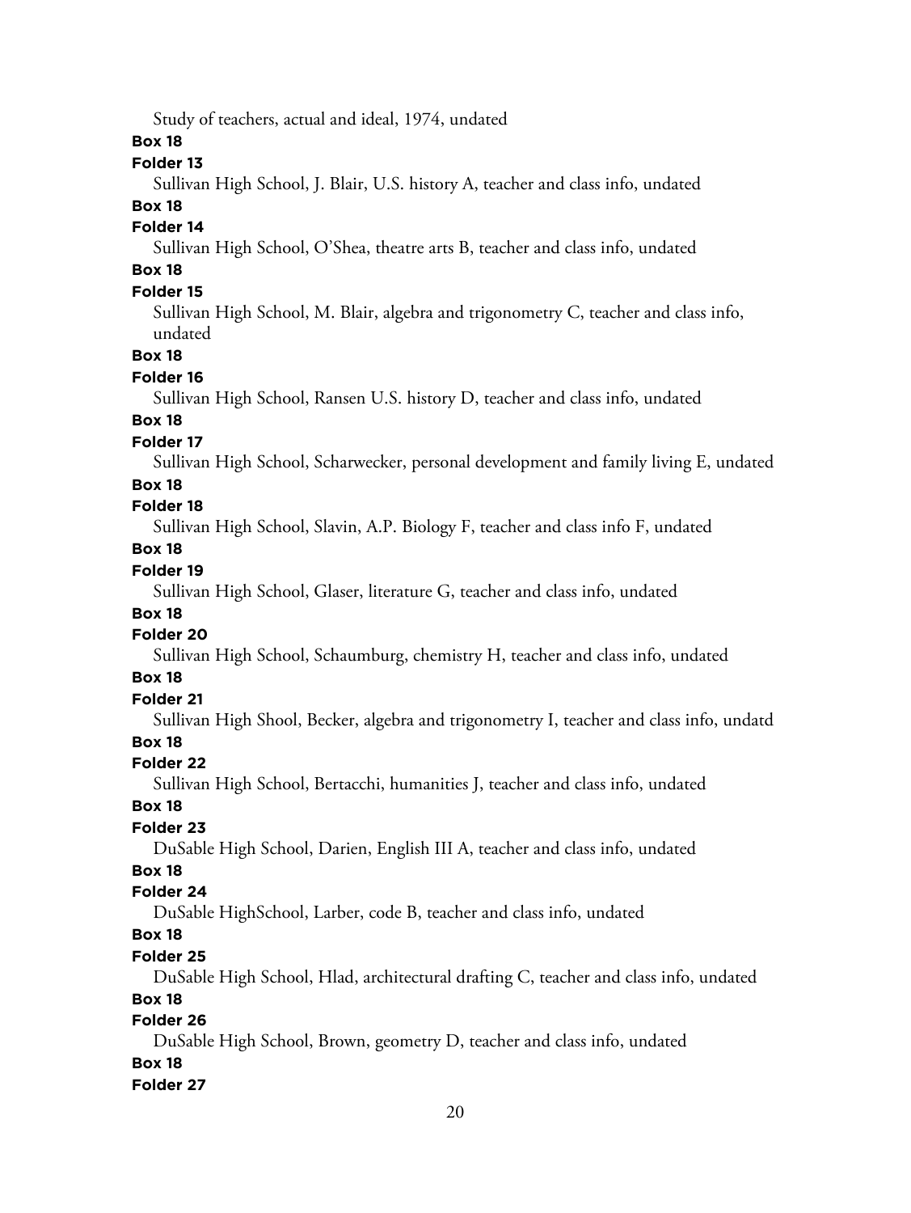Study of teachers, actual and ideal, 1974, undated

**Box 18**

**Folder 13**

Sullivan High School, J. Blair, U.S. history A, teacher and class info, undated

**Box 18**

**Folder 14**

Sullivan High School, O'Shea, theatre arts B, teacher and class info, undated

**Box 18**

**Folder 15**

Sullivan High School, M. Blair, algebra and trigonometry C, teacher and class info, undated

**Box 18**

**Folder 16**

Sullivan High School, Ransen U.S. history D, teacher and class info, undated

**Box 18**

**Folder 17**

Sullivan High School, Scharwecker, personal development and family living E, undated

**Box 18**

**Folder 18**

Sullivan High School, Slavin, A.P. Biology F, teacher and class info F, undated

**Box 18**

**Folder 19**

Sullivan High School, Glaser, literature G, teacher and class info, undated

**Box 18**

**Folder 20**

Sullivan High School, Schaumburg, chemistry H, teacher and class info, undated

**Box 18**

**Folder 21**

Sullivan High Shool, Becker, algebra and trigonometry I, teacher and class info, undatd

**Box 18**

**Folder 22**

Sullivan High School, Bertacchi, humanities J, teacher and class info, undated

**Box 18**

**Folder 23**

DuSable High School, Darien, English III A, teacher and class info, undated

**Box 18**

**Folder 24**

DuSable HighSchool, Larber, code B, teacher and class info, undated

**Box 18**

**Folder 25**

DuSable High School, Hlad, architectural drafting C, teacher and class info, undated

**Box 18**

**Folder 26**

DuSable High School, Brown, geometry D, teacher and class info, undated

**Box 18**

**Folder 27**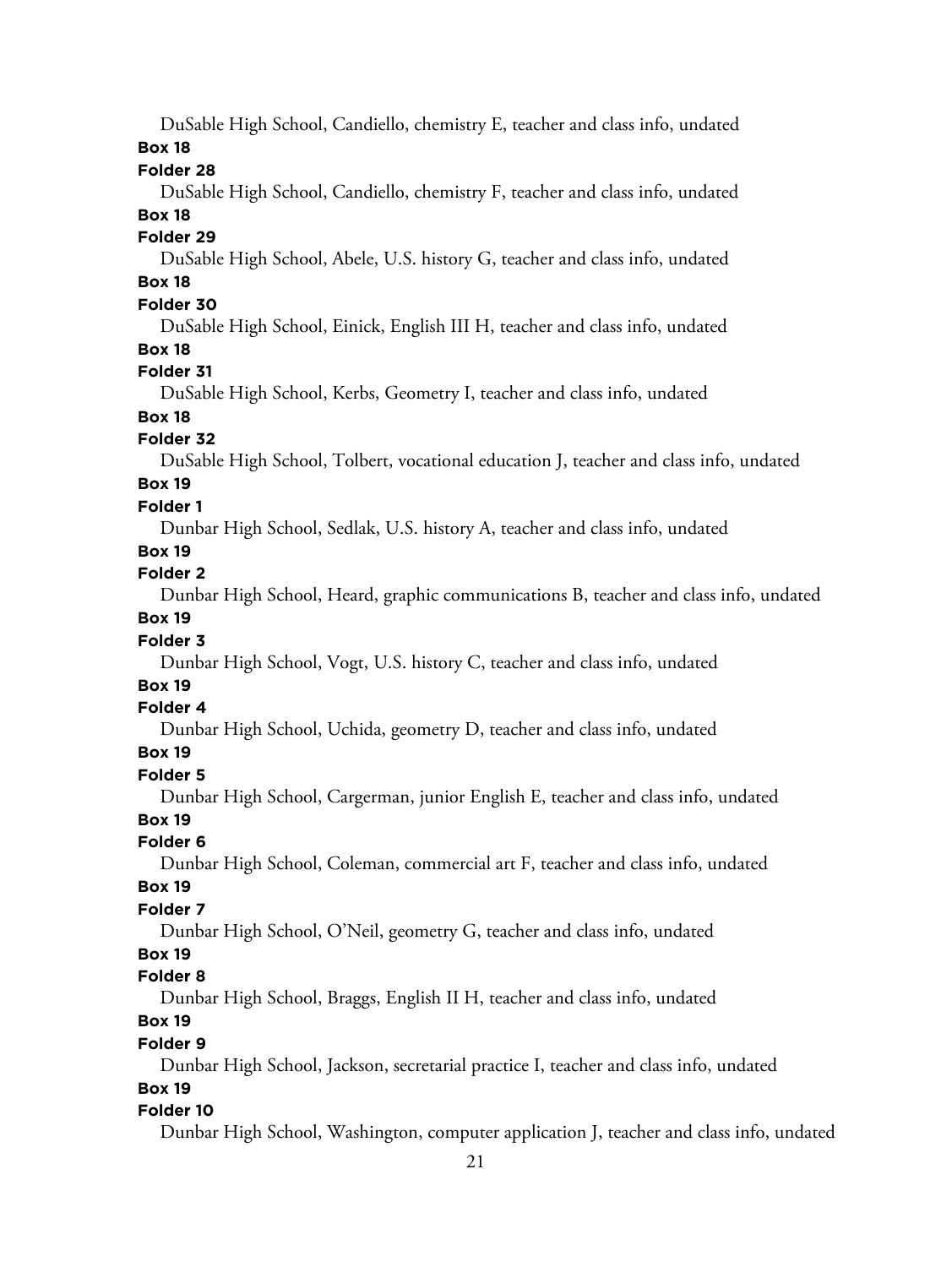DuSable High School, Candiello, chemistry E, teacher and class info, undated

**Box 18**

**Folder 28**

DuSable High School, Candiello, chemistry F, teacher and class info, undated

**Box 18**

**Folder 29**

DuSable High School, Abele, U.S. history G, teacher and class info, undated

**Box 18**

**Folder 30**

DuSable High School, Einick, English III H, teacher and class info, undated

**Box 18**

**Folder 31**

DuSable High School, Kerbs, Geometry I, teacher and class info, undated

**Box 18**

**Folder 32**

DuSable High School, Tolbert, vocational education J, teacher and class info, undated

**Box 19**

**Folder 1**

Dunbar High School, Sedlak, U.S. history A, teacher and class info, undated

**Box 19**

**Folder 2**

Dunbar High School, Heard, graphic communications B, teacher and class info, undated

**Box 19**

**Folder 3**

Dunbar High School, Vogt, U.S. history C, teacher and class info, undated

**Box 19**

**Folder 4**

Dunbar High School, Uchida, geometry D, teacher and class info, undated

**Box 19**

**Folder 5**

Dunbar High School, Cargerman, junior English E, teacher and class info, undated

**Box 19**

**Folder 6**

Dunbar High School, Coleman, commercial art F, teacher and class info, undated

**Box 19**

**Folder 7**

Dunbar High School, O'Neil, geometry G, teacher and class info, undated

**Box 19**

**Folder 8**

Dunbar High School, Braggs, English II H, teacher and class info, undated

**Box 19**

**Folder 9**

Dunbar High School, Jackson, secretarial practice I, teacher and class info, undated

**Box 19**

**Folder 10**

Dunbar High School, Washington, computer application J, teacher and class info, undated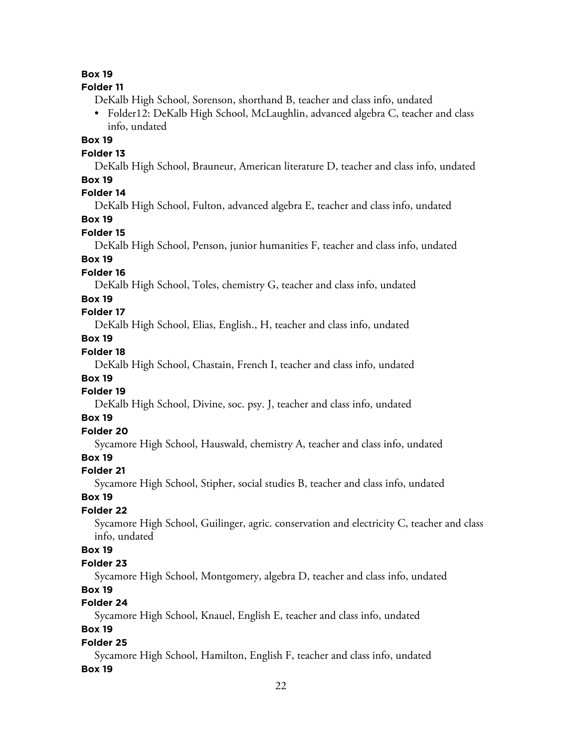**Box 19**

**Folder 11**

DeKalb High School, Sorenson, shorthand B, teacher and class info, undated

- Folder12: DeKalb High School, McLaughlin, advanced algebra C, teacher and class info, undated

**Box 19**

**Folder 13**

DeKalb High School, Brauneur, American literature D, teacher and class info, undated

**Box 19**

**Folder 14**

DeKalb High School, Fulton, advanced algebra E, teacher and class info, undated

**Box 19**

**Folder 15**

DeKalb High School, Penson, junior humanities F, teacher and class info, undated

**Box 19**

**Folder 16**

DeKalb High School, Toles, chemistry G, teacher and class info, undated

**Box 19**

**Folder 17**

DeKalb High School, Elias, English., H, teacher and class info, undated

**Box 19**

**Folder 18**

DeKalb High School, Chastain, French I, teacher and class info, undated

**Box 19**

**Folder 19**

DeKalb High School, Divine, soc. psy. J, teacher and class info, undated

**Box 19**

**Folder 20**

Sycamore High School, Hauswald, chemistry A, teacher and class info, undated

**Box 19**

**Folder 21**

Sycamore High School, Stipher, social studies B, teacher and class info, undated

**Box 19**

**Folder 22**

Sycamore High School, Guilinger, agric. conservation and electricity C, teacher and class info, undated

**Box 19**

**Folder 23**

Sycamore High School, Montgomery, algebra D, teacher and class info, undated

**Box 19**

**Folder 24**

Sycamore High School, Knauel, English E, teacher and class info, undated

**Box 19**

**Folder 25**

Sycamore High School, Hamilton, English F, teacher and class info, undated

**Box 19**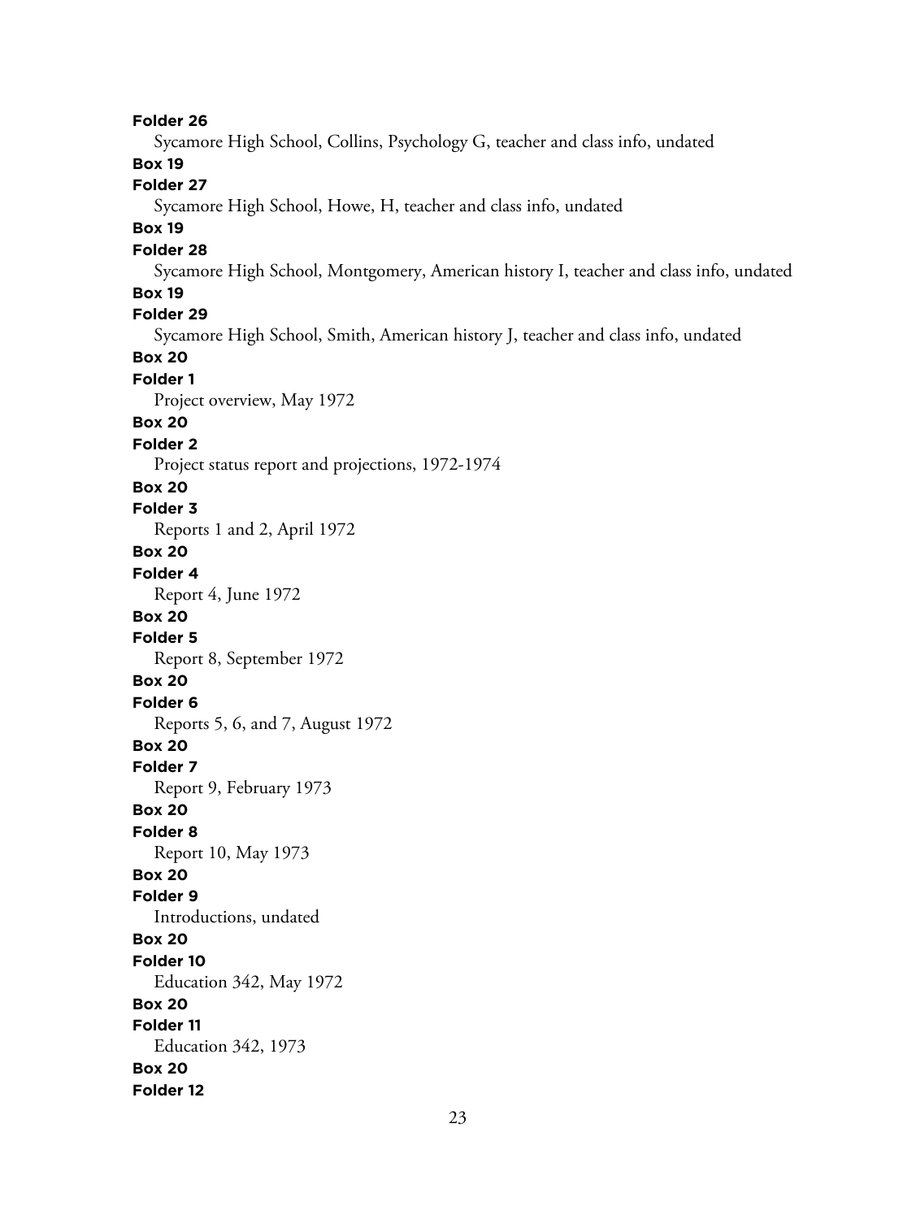**Folder 26**

Sycamore High School, Collins, Psychology G, teacher and class info, undated

**Box 19**

**Folder 27**

Sycamore High School, Howe, H, teacher and class info, undated

**Box 19**

**Folder 28**

Sycamore High School, Montgomery, American history I, teacher and class info, undated

**Box 19**

**Folder 29**

Sycamore High School, Smith, American history J, teacher and class info, undated

**Box 20**

**Folder 1**

Project overview, May 1972

**Box 20**

**Folder 2**

Project status report and projections, 1972-1974

**Box 20**

**Folder 3**

Reports 1 and 2, April 1972

**Box 20**

**Folder 4**

Report 4, June 1972

**Box 20**

**Folder 5**

Report 8, September 1972

**Box 20**

**Folder 6**

Reports 5, 6, and 7, August 1972

**Box 20**

**Folder 7**

Report 9, February 1973

**Box 20**

**Folder 8**

Report 10, May 1973

**Box 20**

**Folder 9**

Introductions, undated

**Box 20**

**Folder 10**

Education 342, May 1972

**Box 20**

**Folder 11**

Education 342, 1973

**Box 20**

**Folder 12**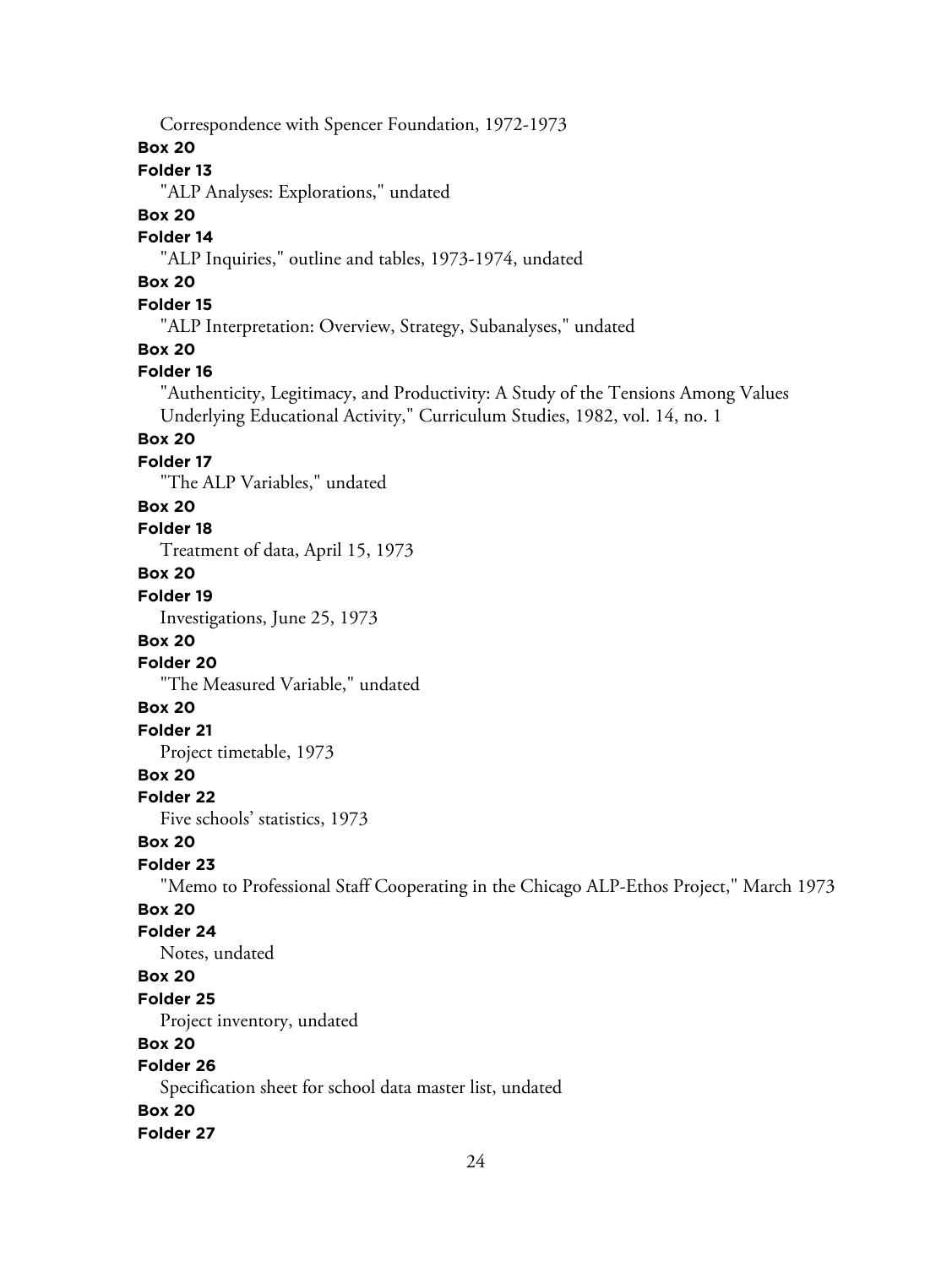Correspondence with Spencer Foundation, 1972-1973

**Box 20**

**Folder 13**

"ALP Analyses: Explorations," undated

**Box 20**

**Folder 14**

"ALP Inquiries," outline and tables, 1973-1974, undated

**Box 20**

**Folder 15**

"ALP Interpretation: Overview, Strategy, Subanalyses," undated

**Box 20**

**Folder 16**

"Authenticity, Legitimacy, and Productivity: A Study of the Tensions Among Values Underlying Educational Activity," Curriculum Studies, 1982, vol. 14, no. 1

**Box 20**

**Folder 17**

"The ALP Variables," undated

**Box 20**

**Folder 18**

Treatment of data, April 15, 1973

**Box 20**

**Folder 19**

Investigations, June 25, 1973

**Box 20**

**Folder 20**

"The Measured Variable," undated

**Box 20**

**Folder 21**

Project timetable, 1973

**Box 20**

**Folder 22**

Five schools' statistics, 1973

**Box 20**

**Folder 23**

"Memo to Professional Staff Cooperating in the Chicago ALP-Ethos Project," March 1973

**Box 20**

**Folder 24**

Notes, undated

**Box 20**

**Folder 25**

Project inventory, undated

**Box 20**

**Folder 26**

Specification sheet for school data master list, undated

**Box 20**

**Folder 27**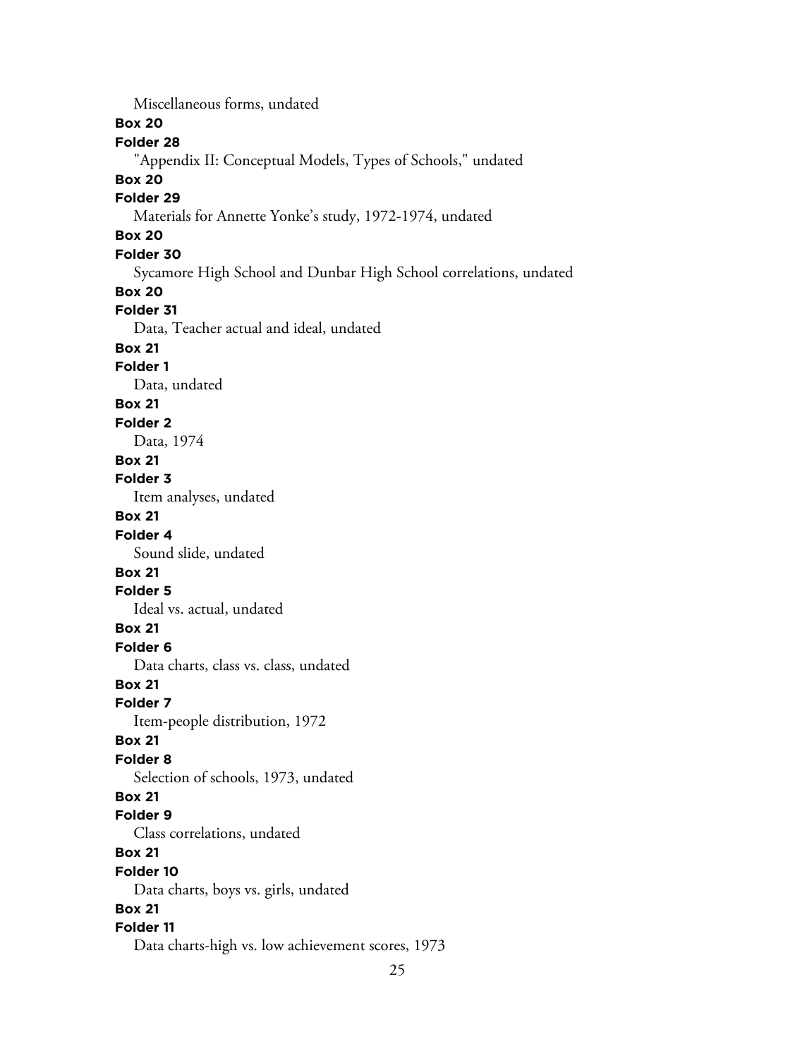Miscellaneous forms, undated

**Box 20**

**Folder 28**

"Appendix II: Conceptual Models, Types of Schools," undated

**Box 20**

**Folder 29**

Materials for Annette Yonke's study, 1972-1974, undated

**Box 20**

**Folder 30**

Sycamore High School and Dunbar High School correlations, undated

**Box 20**

**Folder 31**

Data, Teacher actual and ideal, undated

**Box 21**

**Folder 1**

Data, undated

**Box 21**

**Folder 2**

Data, 1974

**Box 21**

**Folder 3**

Item analyses, undated

**Box 21**

**Folder 4**

Sound slide, undated

**Box 21**

**Folder 5**

Ideal vs. actual, undated

**Box 21**

**Folder 6**

Data charts, class vs. class, undated

**Box 21**

**Folder 7**

Item-people distribution, 1972

**Box 21**

**Folder 8**

Selection of schools, 1973, undated

**Box 21**

**Folder 9**

Class correlations, undated

**Box 21**

**Folder 10**

Data charts, boys vs. girls, undated

**Box 21**

**Folder 11**

Data charts-high vs. low achievement scores, 1973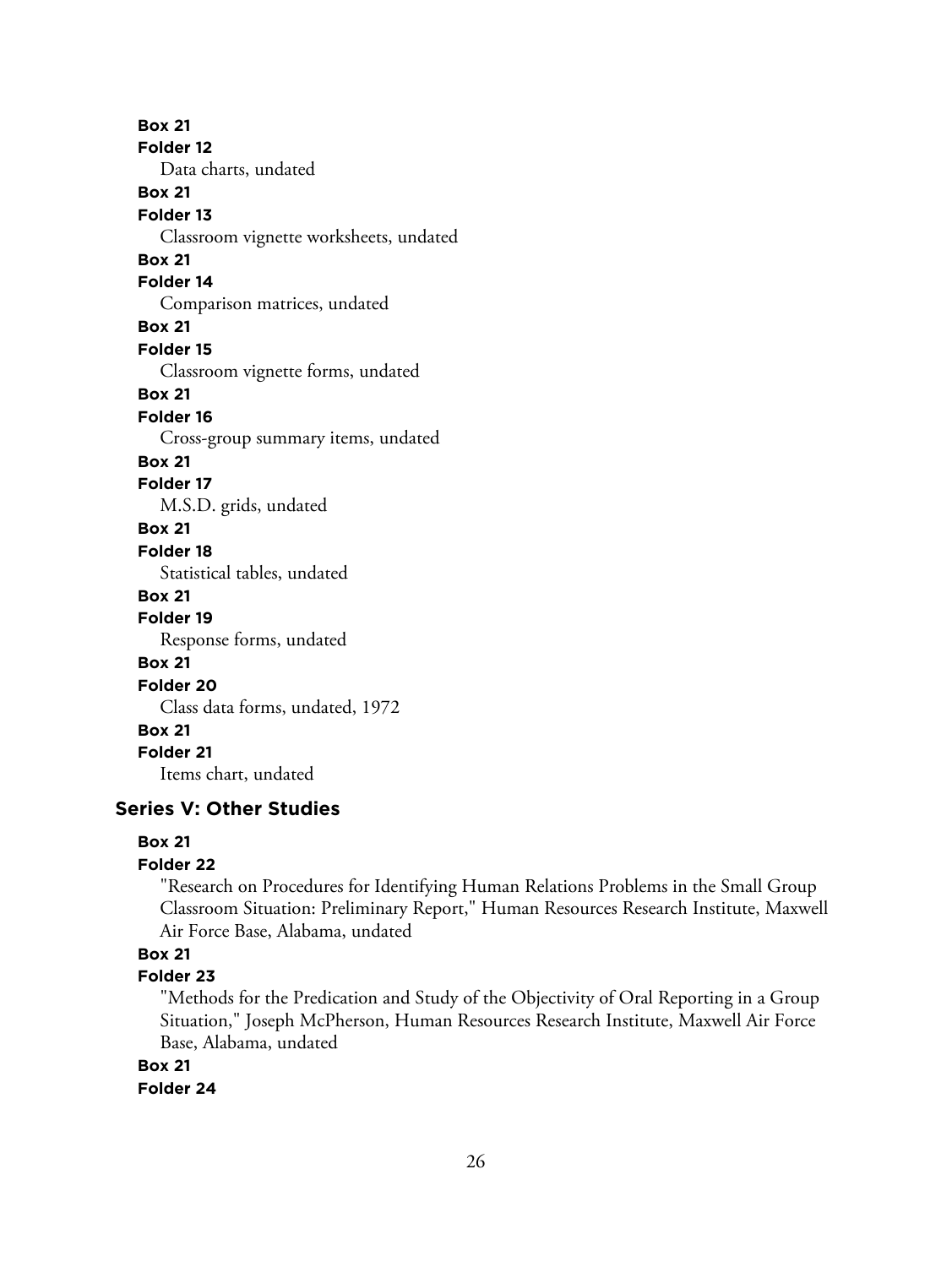**Box 21**
**Folder 12**
Data charts, undated

**Box 21**
**Folder 13**
Classroom vignette worksheets, undated

**Box 21**
**Folder 14**
Comparison matrices, undated

**Box 21**
**Folder 15**
Classroom vignette forms, undated

**Box 21**
**Folder 16**
Cross-group summary items, undated

**Box 21**
**Folder 17**
M.S.D. grids, undated

**Box 21**
**Folder 18**
Statistical tables, undated

**Box 21**
**Folder 19**
Response forms, undated

**Box 21**
**Folder 20**
Class data forms, undated, 1972

**Box 21**
**Folder 21**
Items chart, undated

## Series V: Other Studies

**Box 21**
**Folder 22**
"Research on Procedures for Identifying Human Relations Problems in the Small Group Classroom Situation: Preliminary Report," Human Resources Research Institute, Maxwell Air Force Base, Alabama, undated

**Box 21**
**Folder 23**
"Methods for the Predication and Study of the Objectivity of Oral Reporting in a Group Situation," Joseph McPherson, Human Resources Research Institute, Maxwell Air Force Base, Alabama, undated

**Box 21**
**Folder 24**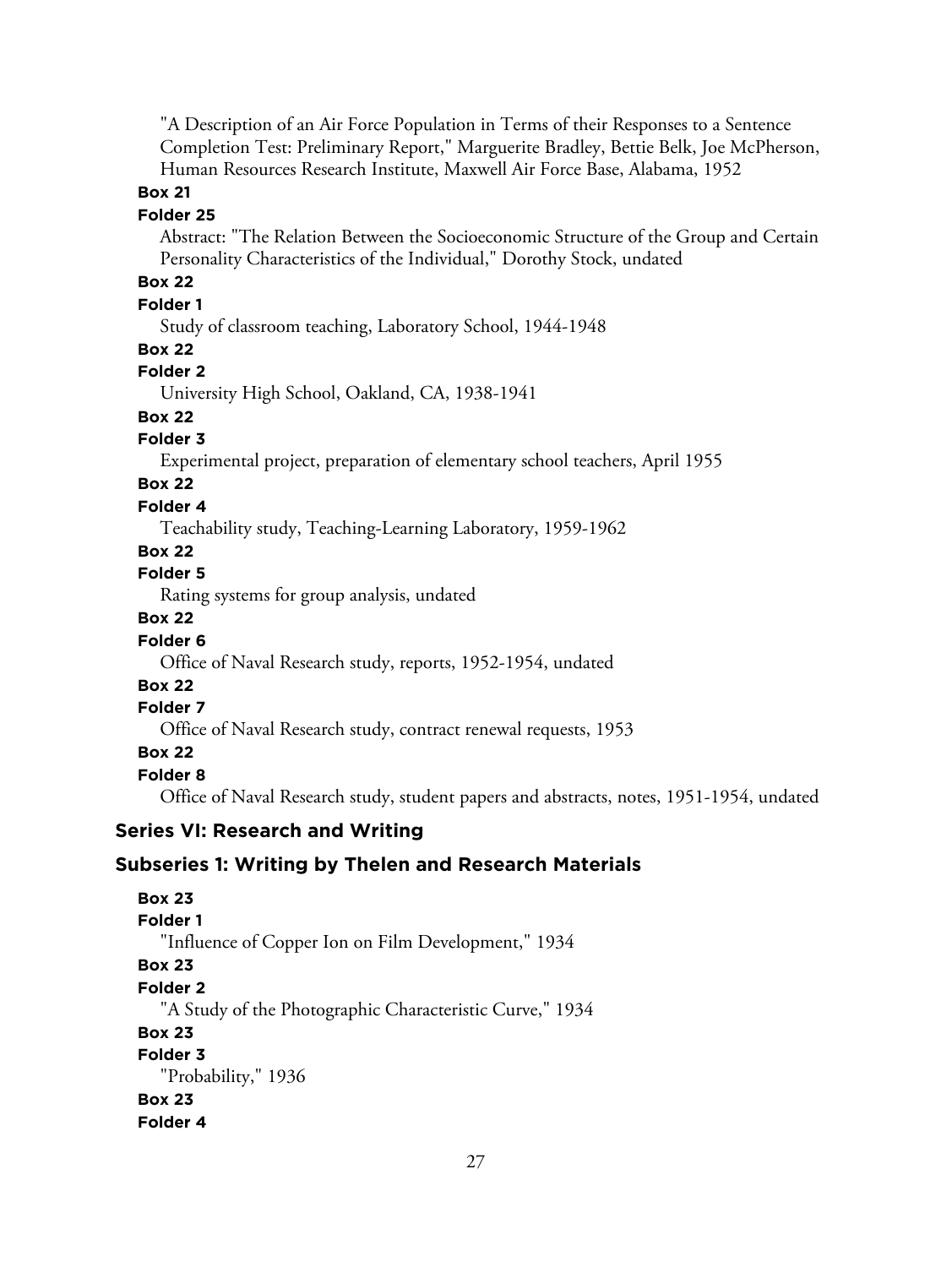"A Description of an Air Force Population in Terms of their Responses to a Sentence Completion Test: Preliminary Report," Marguerite Bradley, Bettie Belk, Joe McPherson, Human Resources Research Institute, Maxwell Air Force Base, Alabama, 1952

**Box 21**

**Folder 25**

Abstract: "The Relation Between the Socioeconomic Structure of the Group and Certain Personality Characteristics of the Individual," Dorothy Stock, undated

**Box 22**

**Folder 1**

Study of classroom teaching, Laboratory School, 1944-1948

**Box 22**

**Folder 2**

University High School, Oakland, CA, 1938-1941

**Box 22**

**Folder 3**

Experimental project, preparation of elementary school teachers, April 1955

**Box 22**

**Folder 4**

Teachability study, Teaching-Learning Laboratory, 1959-1962

**Box 22**

**Folder 5**

Rating systems for group analysis, undated

**Box 22**

**Folder 6**

Office of Naval Research study, reports, 1952-1954, undated

**Box 22**

**Folder 7**

Office of Naval Research study, contract renewal requests, 1953

**Box 22**

**Folder 8**

Office of Naval Research study, student papers and abstracts, notes, 1951-1954, undated

## Series VI: Research and Writing

### Subseries 1: Writing by Thelen and Research Materials

**Box 23**

**Folder 1**

"Influence of Copper Ion on Film Development," 1934

**Box 23**

**Folder 2**

"A Study of the Photographic Characteristic Curve," 1934

**Box 23**

**Folder 3**

"Probability," 1936

**Box 23**

**Folder 4**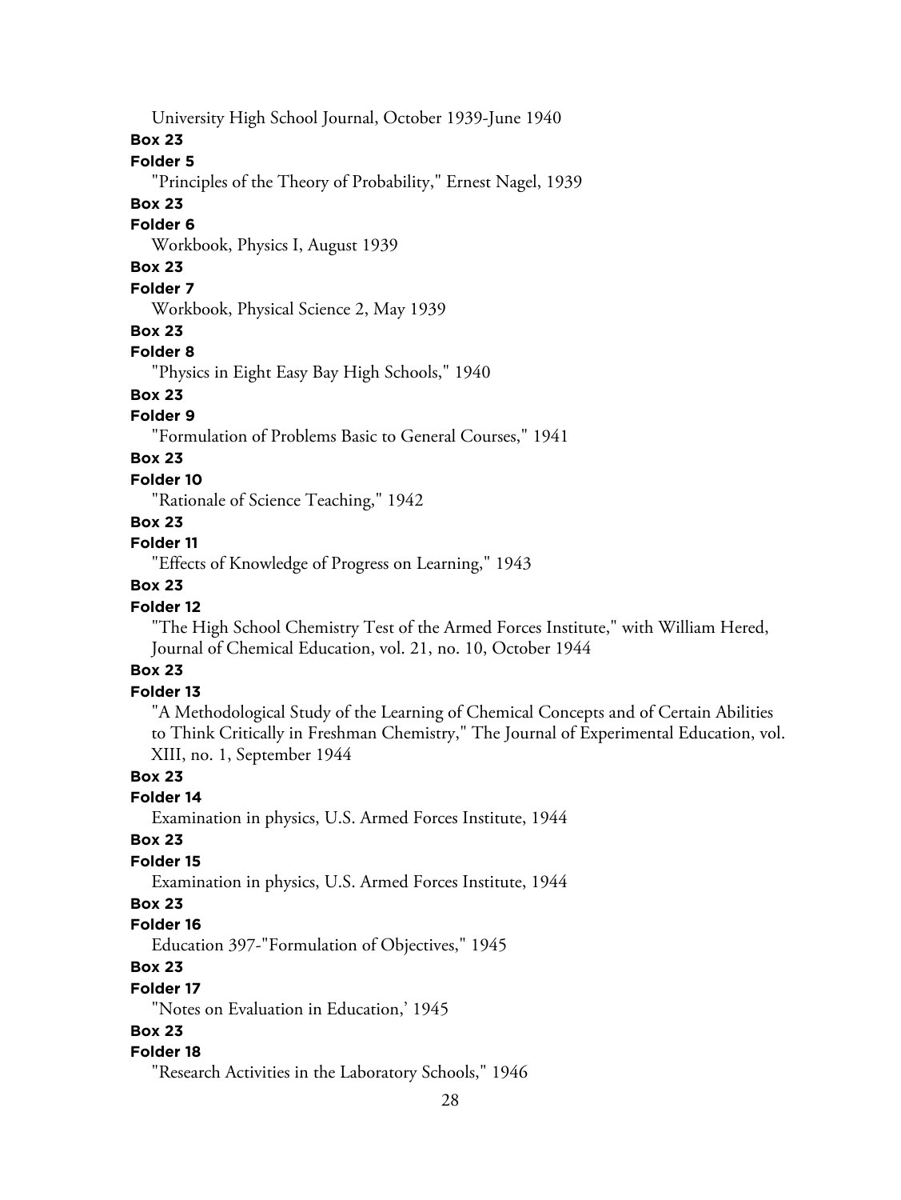University High School Journal, October 1939-June 1940

**Box 23**

**Folder 5**

"Principles of the Theory of Probability," Ernest Nagel, 1939

**Box 23**

**Folder 6**

Workbook, Physics I, August 1939

**Box 23**

**Folder 7**

Workbook, Physical Science 2, May 1939

**Box 23**

**Folder 8**

"Physics in Eight Easy Bay High Schools," 1940

**Box 23**

**Folder 9**

"Formulation of Problems Basic to General Courses," 1941

**Box 23**

**Folder 10**

"Rationale of Science Teaching," 1942

**Box 23**

**Folder 11**

"Effects of Knowledge of Progress on Learning," 1943

**Box 23**

**Folder 12**

"The High School Chemistry Test of the Armed Forces Institute," with William Hered, Journal of Chemical Education, vol. 21, no. 10, October 1944

**Box 23**

**Folder 13**

"A Methodological Study of the Learning of Chemical Concepts and of Certain Abilities to Think Critically in Freshman Chemistry," The Journal of Experimental Education, vol. XIII, no. 1, September 1944

**Box 23**

**Folder 14**

Examination in physics, U.S. Armed Forces Institute, 1944

**Box 23**

**Folder 15**

Examination in physics, U.S. Armed Forces Institute, 1944

**Box 23**

**Folder 16**

Education 397-"Formulation of Objectives," 1945

**Box 23**

**Folder 17**

"Notes on Evaluation in Education,' 1945

**Box 23**

**Folder 18**

"Research Activities in the Laboratory Schools," 1946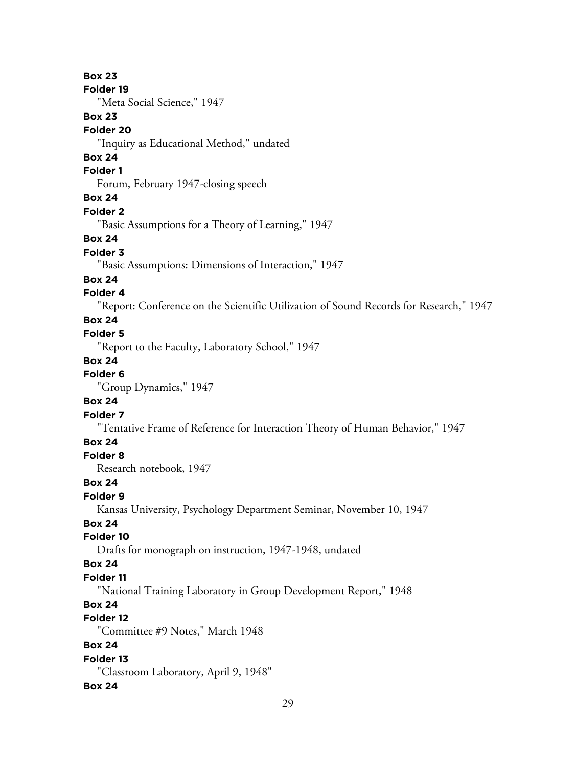**Box 23**
**Folder 19**
"Meta Social Science," 1947

**Box 23**
**Folder 20**
"Inquiry as Educational Method," undated

**Box 24**
**Folder 1**
Forum, February 1947-closing speech

**Box 24**
**Folder 2**
"Basic Assumptions for a Theory of Learning," 1947

**Box 24**
**Folder 3**
"Basic Assumptions: Dimensions of Interaction," 1947

**Box 24**
**Folder 4**
"Report: Conference on the Scientific Utilization of Sound Records for Research," 1947

**Box 24**
**Folder 5**
"Report to the Faculty, Laboratory School," 1947

**Box 24**
**Folder 6**
"Group Dynamics," 1947

**Box 24**
**Folder 7**
"Tentative Frame of Reference for Interaction Theory of Human Behavior," 1947

**Box 24**
**Folder 8**
Research notebook, 1947

**Box 24**
**Folder 9**
Kansas University, Psychology Department Seminar, November 10, 1947

**Box 24**
**Folder 10**
Drafts for monograph on instruction, 1947-1948, undated

**Box 24**
**Folder 11**
"National Training Laboratory in Group Development Report," 1948

**Box 24**
**Folder 12**
"Committee #9 Notes," March 1948

**Box 24**
**Folder 13**
"Classroom Laboratory, April 9, 1948"

**Box 24**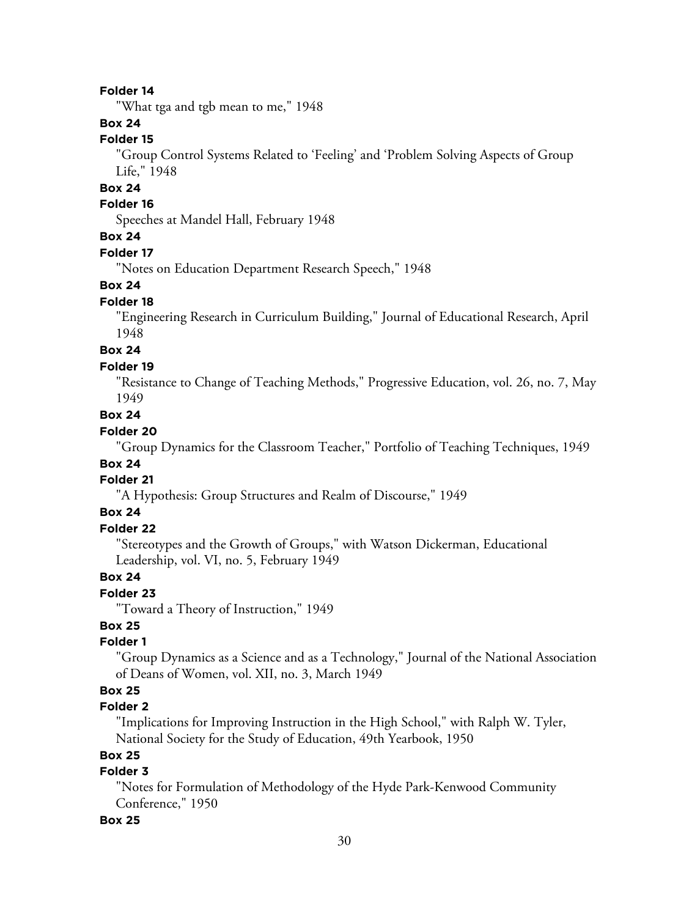**Folder 14**

"What tga and tgb mean to me," 1948

**Box 24**

**Folder 15**

"Group Control Systems Related to 'Feeling' and 'Problem Solving Aspects of Group Life," 1948

**Box 24**

**Folder 16**

Speeches at Mandel Hall, February 1948

**Box 24**

**Folder 17**

"Notes on Education Department Research Speech," 1948

**Box 24**

**Folder 18**

"Engineering Research in Curriculum Building," Journal of Educational Research, April 1948

**Box 24**

**Folder 19**

"Resistance to Change of Teaching Methods," Progressive Education, vol. 26, no. 7, May 1949

**Box 24**

**Folder 20**

"Group Dynamics for the Classroom Teacher," Portfolio of Teaching Techniques, 1949

**Box 24**

**Folder 21**

"A Hypothesis: Group Structures and Realm of Discourse," 1949

**Box 24**

**Folder 22**

"Stereotypes and the Growth of Groups," with Watson Dickerman, Educational Leadership, vol. VI, no. 5, February 1949

**Box 24**

**Folder 23**

"Toward a Theory of Instruction," 1949

**Box 25**

**Folder 1**

"Group Dynamics as a Science and as a Technology," Journal of the National Association of Deans of Women, vol. XII, no. 3, March 1949

**Box 25**

**Folder 2**

"Implications for Improving Instruction in the High School," with Ralph W. Tyler, National Society for the Study of Education, 49th Yearbook, 1950

**Box 25**

**Folder 3**

"Notes for Formulation of Methodology of the Hyde Park-Kenwood Community Conference," 1950

**Box 25**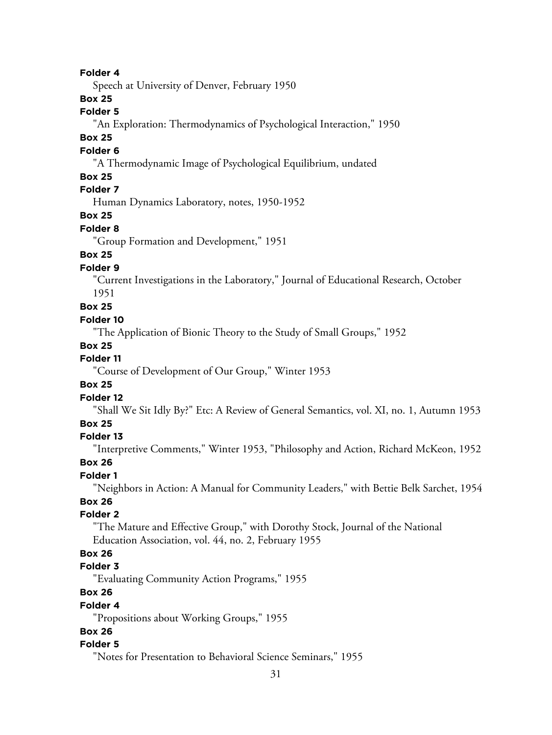**Folder 4**

Speech at University of Denver, February 1950

**Box 25**

**Folder 5**

"An Exploration: Thermodynamics of Psychological Interaction," 1950

**Box 25**

**Folder 6**

"A Thermodynamic Image of Psychological Equilibrium, undated

**Box 25**

**Folder 7**

Human Dynamics Laboratory, notes, 1950-1952

**Box 25**

**Folder 8**

"Group Formation and Development," 1951

**Box 25**

**Folder 9**

"Current Investigations in the Laboratory," Journal of Educational Research, October 1951

**Box 25**

**Folder 10**

"The Application of Bionic Theory to the Study of Small Groups," 1952

**Box 25**

**Folder 11**

"Course of Development of Our Group," Winter 1953

**Box 25**

**Folder 12**

"Shall We Sit Idly By?" Etc: A Review of General Semantics, vol. XI, no. 1, Autumn 1953

**Box 25**

**Folder 13**

"Interpretive Comments," Winter 1953, "Philosophy and Action, Richard McKeon, 1952

**Box 26**

**Folder 1**

"Neighbors in Action: A Manual for Community Leaders," with Bettie Belk Sarchet, 1954

**Box 26**

**Folder 2**

"The Mature and Effective Group," with Dorothy Stock, Journal of the National Education Association, vol. 44, no. 2, February 1955

**Box 26**

**Folder 3**

"Evaluating Community Action Programs," 1955

**Box 26**

**Folder 4**

"Propositions about Working Groups," 1955

**Box 26**

**Folder 5**

"Notes for Presentation to Behavioral Science Seminars," 1955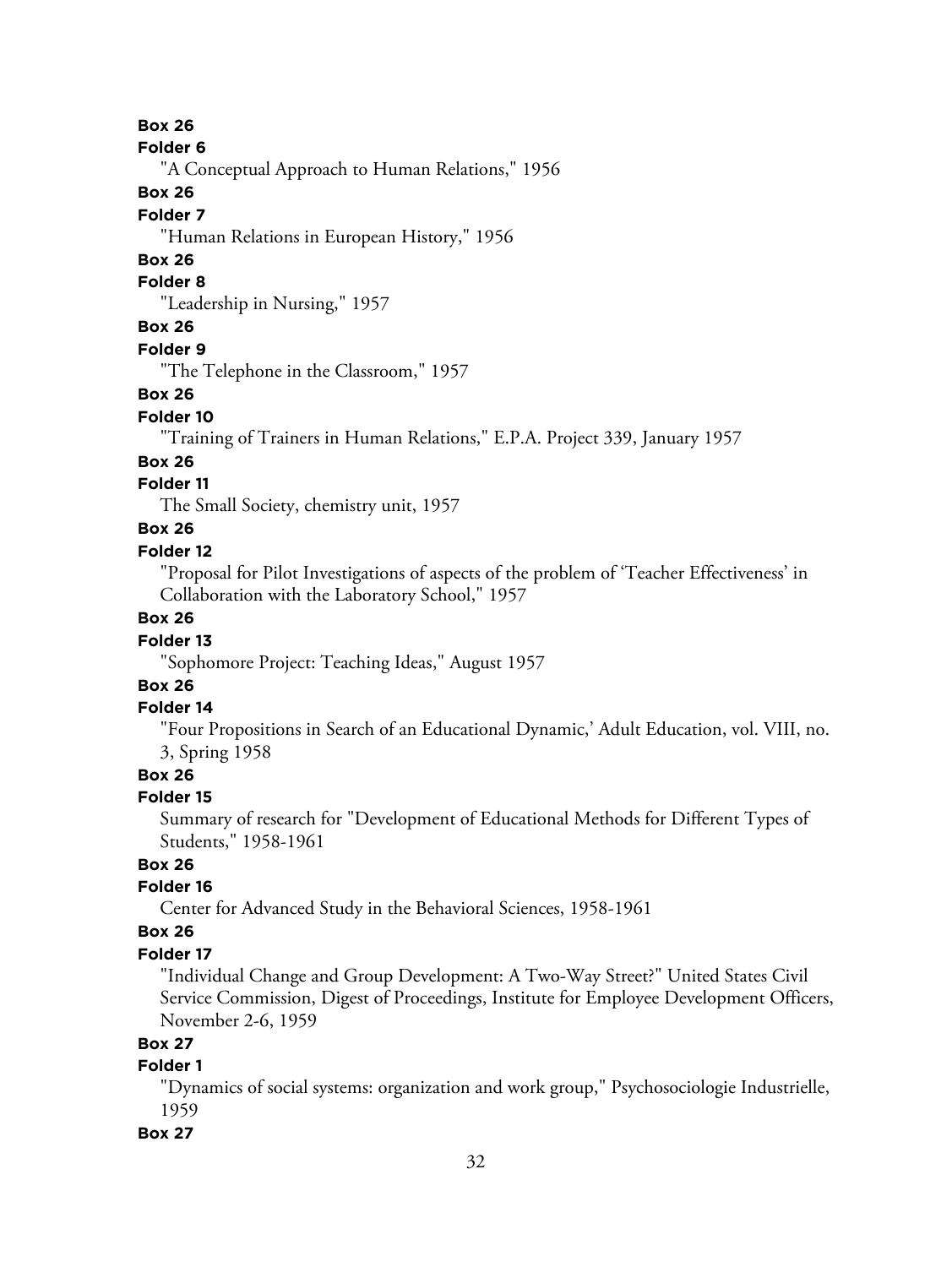**Box 26**

**Folder 6**

"A Conceptual Approach to Human Relations," 1956

**Box 26**

**Folder 7**

"Human Relations in European History," 1956

**Box 26**

**Folder 8**

"Leadership in Nursing," 1957

**Box 26**

**Folder 9**

"The Telephone in the Classroom," 1957

**Box 26**

**Folder 10**

"Training of Trainers in Human Relations," E.P.A. Project 339, January 1957

**Box 26**

**Folder 11**

The Small Society, chemistry unit, 1957

**Box 26**

**Folder 12**

"Proposal for Pilot Investigations of aspects of the problem of 'Teacher Effectiveness' in Collaboration with the Laboratory School," 1957

**Box 26**

**Folder 13**

"Sophomore Project: Teaching Ideas," August 1957

**Box 26**

**Folder 14**

"Four Propositions in Search of an Educational Dynamic,' Adult Education, vol. VIII, no. 3, Spring 1958

**Box 26**

**Folder 15**

Summary of research for "Development of Educational Methods for Different Types of Students," 1958-1961

**Box 26**

**Folder 16**

Center for Advanced Study in the Behavioral Sciences, 1958-1961

**Box 26**

**Folder 17**

"Individual Change and Group Development: A Two-Way Street?" United States Civil Service Commission, Digest of Proceedings, Institute for Employee Development Officers, November 2-6, 1959

**Box 27**

**Folder 1**

"Dynamics of social systems: organization and work group," Psychosociologie Industrielle, 1959

**Box 27**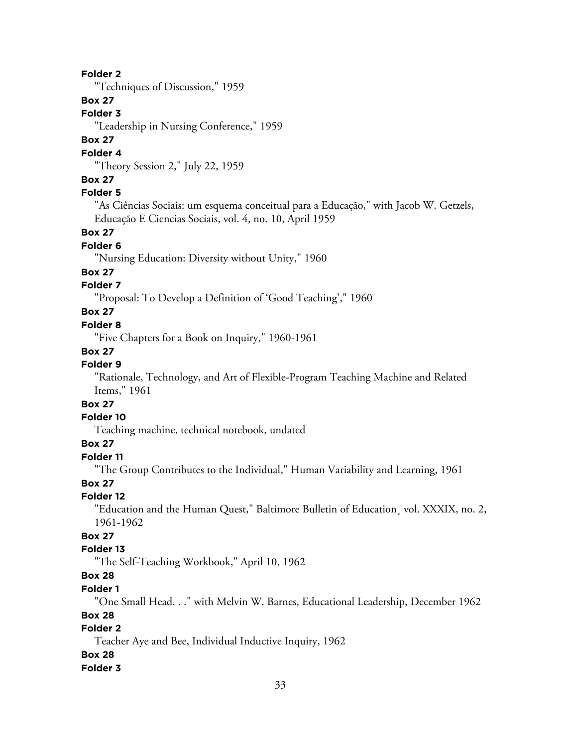**Folder 2**

"Techniques of Discussion," 1959

**Box 27**

**Folder 3**

"Leadership in Nursing Conference," 1959

**Box 27**

**Folder 4**

"Theory Session 2," July 22, 1959

**Box 27**

**Folder 5**

"As Ciências Sociais: um esquema conceitual para a Educação," with Jacob W. Getzels, Educação E Ciencias Sociais, vol. 4, no. 10, April 1959

**Box 27**

**Folder 6**

"Nursing Education: Diversity without Unity," 1960

**Box 27**

**Folder 7**

"Proposal: To Develop a Definition of 'Good Teaching'," 1960

**Box 27**

**Folder 8**

"Five Chapters for a Book on Inquiry," 1960-1961

**Box 27**

**Folder 9**

"Rationale, Technology, and Art of Flexible-Program Teaching Machine and Related Items," 1961

**Box 27**

**Folder 10**

Teaching machine, technical notebook, undated

**Box 27**

**Folder 11**

"The Group Contributes to the Individual," Human Variability and Learning, 1961

**Box 27**

**Folder 12**

"Education and the Human Quest," Baltimore Bulletin of Education¸ vol. XXXIX, no. 2, 1961-1962

**Box 27**

**Folder 13**

"The Self-Teaching Workbook," April 10, 1962

**Box 28**

**Folder 1**

"One Small Head. . ." with Melvin W. Barnes, Educational Leadership, December 1962

**Box 28**

**Folder 2**

Teacher Aye and Bee, Individual Inductive Inquiry, 1962

**Box 28**

**Folder 3**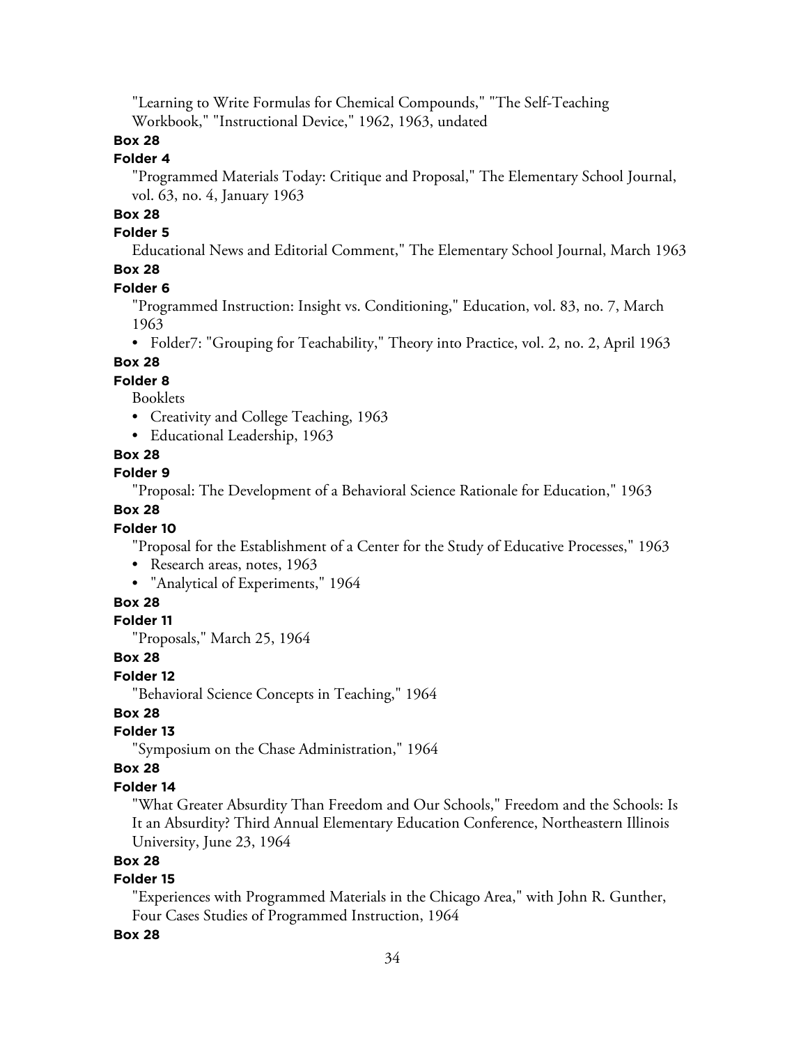"Learning to Write Formulas for Chemical Compounds," "The Self-Teaching Workbook," "Instructional Device," 1962, 1963, undated

**Box 28**

**Folder 4**

"Programmed Materials Today: Critique and Proposal," The Elementary School Journal, vol. 63, no. 4, January 1963

**Box 28**

**Folder 5**

Educational News and Editorial Comment," The Elementary School Journal, March 1963

**Box 28**

**Folder 6**

"Programmed Instruction: Insight vs. Conditioning," Education, vol. 83, no. 7, March 1963

- Folder7: "Grouping for Teachability," Theory into Practice, vol. 2, no. 2, April 1963

**Box 28**

**Folder 8**

Booklets

- Creativity and College Teaching, 1963
- Educational Leadership, 1963

**Box 28**

**Folder 9**

"Proposal: The Development of a Behavioral Science Rationale for Education," 1963

**Box 28**

**Folder 10**

"Proposal for the Establishment of a Center for the Study of Educative Processes," 1963

- Research areas, notes, 1963
- "Analytical of Experiments," 1964

**Box 28**

**Folder 11**

"Proposals," March 25, 1964

**Box 28**

**Folder 12**

"Behavioral Science Concepts in Teaching," 1964

**Box 28**

**Folder 13**

"Symposium on the Chase Administration," 1964

**Box 28**

**Folder 14**

"What Greater Absurdity Than Freedom and Our Schools," Freedom and the Schools: Is It an Absurdity? Third Annual Elementary Education Conference, Northeastern Illinois University, June 23, 1964

**Box 28**

**Folder 15**

"Experiences with Programmed Materials in the Chicago Area," with John R. Gunther, Four Cases Studies of Programmed Instruction, 1964

**Box 28**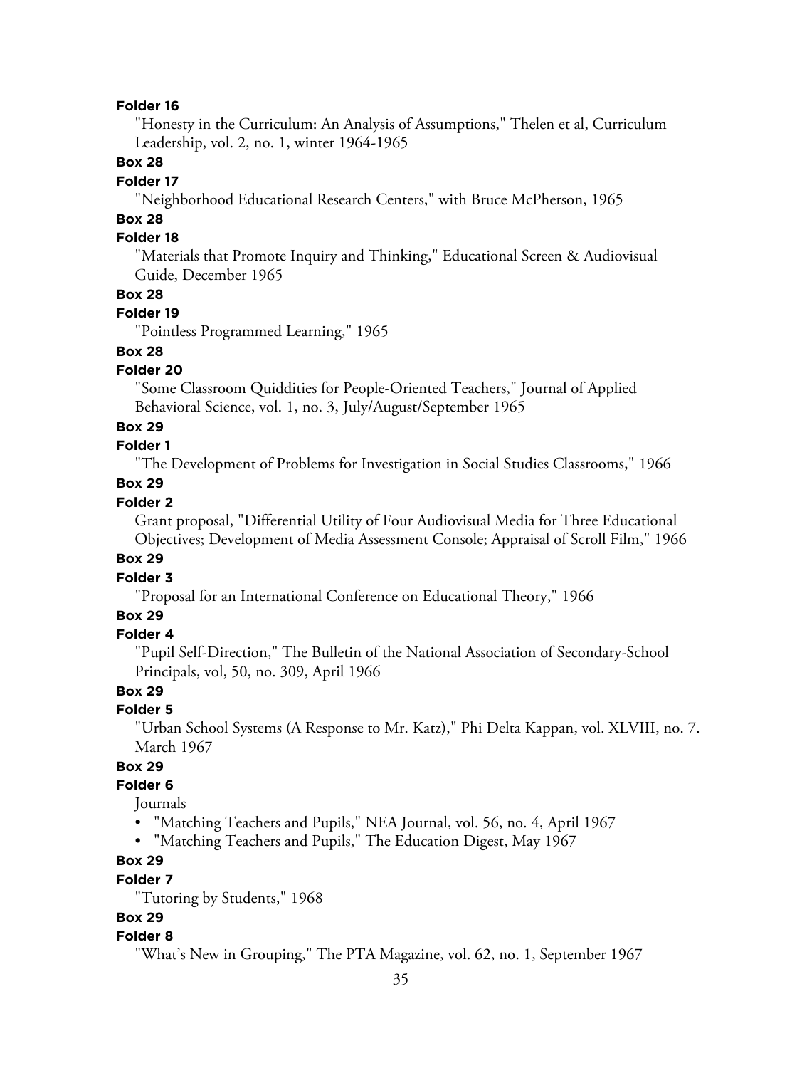**Folder 16**

"Honesty in the Curriculum: An Analysis of Assumptions," Thelen et al, Curriculum Leadership, vol. 2, no. 1, winter 1964-1965

**Box 28**

**Folder 17**

"Neighborhood Educational Research Centers," with Bruce McPherson, 1965

**Box 28**

**Folder 18**

"Materials that Promote Inquiry and Thinking," Educational Screen & Audiovisual Guide, December 1965

**Box 28**

**Folder 19**

"Pointless Programmed Learning," 1965

**Box 28**

**Folder 20**

"Some Classroom Quiddities for People-Oriented Teachers," Journal of Applied Behavioral Science, vol. 1, no. 3, July/August/September 1965

**Box 29**

**Folder 1**

"The Development of Problems for Investigation in Social Studies Classrooms," 1966

**Box 29**

**Folder 2**

Grant proposal, "Differential Utility of Four Audiovisual Media for Three Educational Objectives; Development of Media Assessment Console; Appraisal of Scroll Film," 1966

**Box 29**

**Folder 3**

"Proposal for an International Conference on Educational Theory," 1966

**Box 29**

**Folder 4**

"Pupil Self-Direction," The Bulletin of the National Association of Secondary-School Principals, vol, 50, no. 309, April 1966

**Box 29**

**Folder 5**

"Urban School Systems (A Response to Mr. Katz)," Phi Delta Kappan, vol. XLVIII, no. 7. March 1967

**Box 29**

**Folder 6**

Journals

- "Matching Teachers and Pupils," NEA Journal, vol. 56, no. 4, April 1967
- "Matching Teachers and Pupils," The Education Digest, May 1967

**Box 29**

**Folder 7**

"Tutoring by Students," 1968

**Box 29**

**Folder 8**

"What's New in Grouping," The PTA Magazine, vol. 62, no. 1, September 1967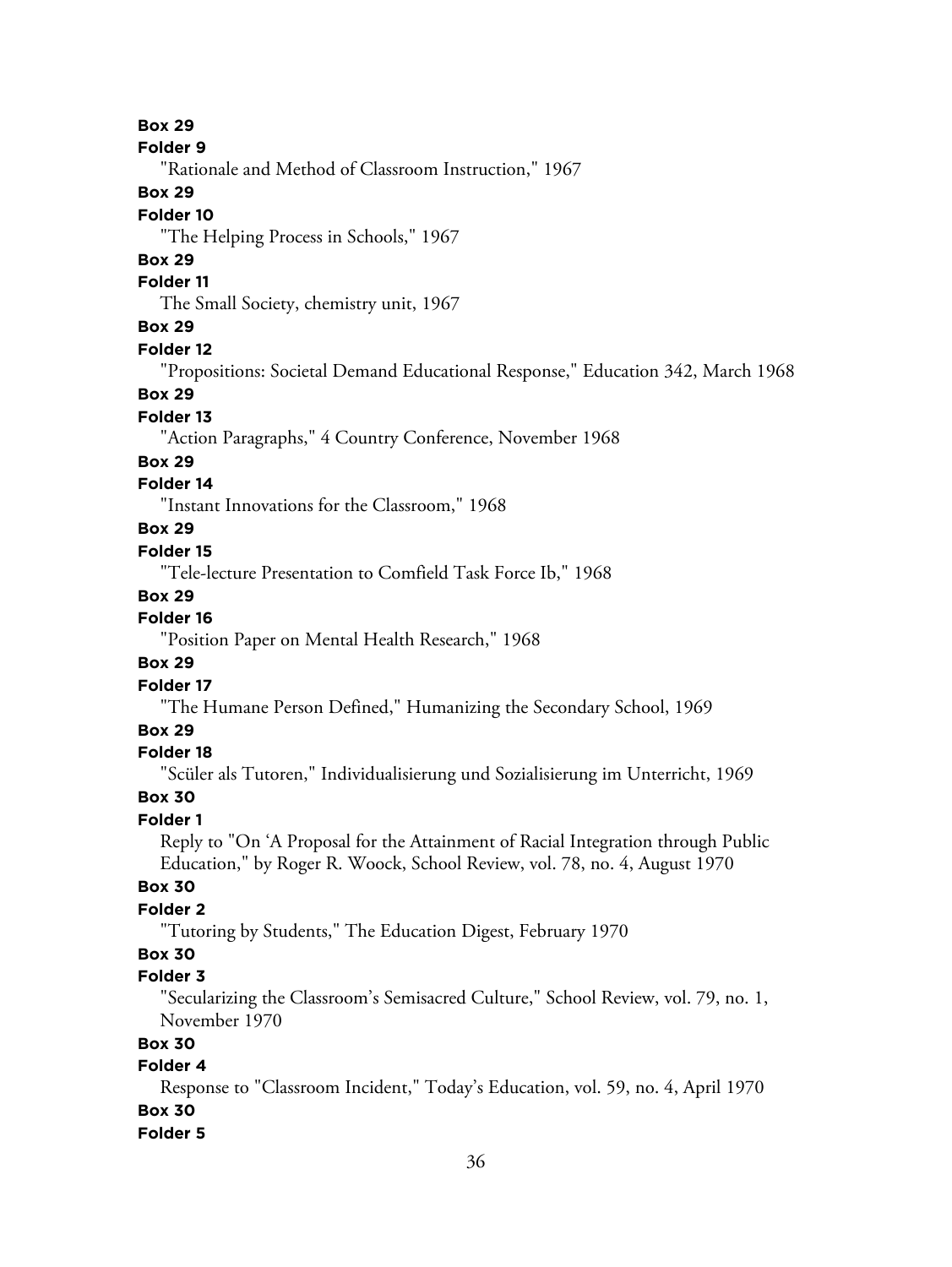**Box 29**

**Folder 9**

"Rationale and Method of Classroom Instruction," 1967

**Box 29**

**Folder 10**

"The Helping Process in Schools," 1967

**Box 29**

**Folder 11**

The Small Society, chemistry unit, 1967

**Box 29**

**Folder 12**

"Propositions: Societal Demand Educational Response," Education 342, March 1968

**Box 29**

**Folder 13**

"Action Paragraphs," 4 Country Conference, November 1968

**Box 29**

**Folder 14**

"Instant Innovations for the Classroom," 1968

**Box 29**

**Folder 15**

"Tele-lecture Presentation to Comfield Task Force Ib," 1968

**Box 29**

**Folder 16**

"Position Paper on Mental Health Research," 1968

**Box 29**

**Folder 17**

"The Humane Person Defined," Humanizing the Secondary School, 1969

**Box 29**

**Folder 18**

"Scüler als Tutoren," Individualisierung und Sozialisierung im Unterricht, 1969

**Box 30**

**Folder 1**

Reply to "On 'A Proposal for the Attainment of Racial Integration through Public Education," by Roger R. Woock, School Review, vol. 78, no. 4, August 1970

**Box 30**

**Folder 2**

"Tutoring by Students," The Education Digest, February 1970

**Box 30**

**Folder 3**

"Secularizing the Classroom's Semisacred Culture," School Review, vol. 79, no. 1, November 1970

**Box 30**

**Folder 4**

Response to "Classroom Incident," Today's Education, vol. 59, no. 4, April 1970

**Box 30**

**Folder 5**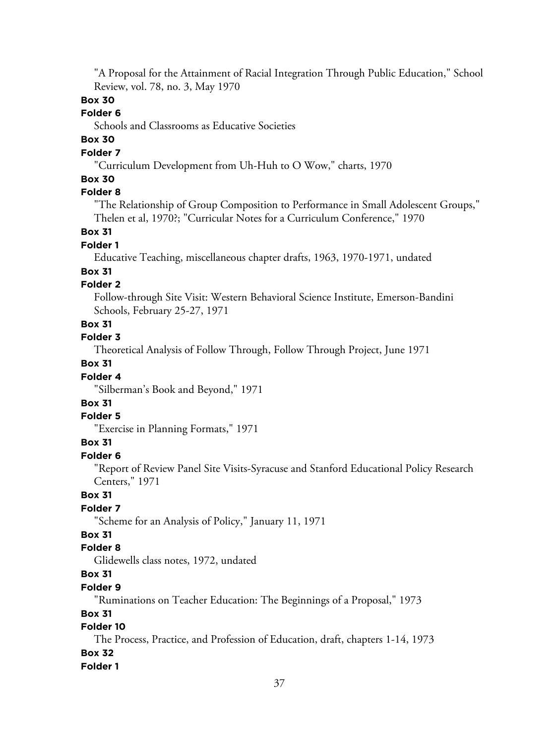"A Proposal for the Attainment of Racial Integration Through Public Education," School Review, vol. 78, no. 3, May 1970

**Box 30**

**Folder 6**

Schools and Classrooms as Educative Societies

**Box 30**

**Folder 7**

"Curriculum Development from Uh-Huh to O Wow," charts, 1970

**Box 30**

**Folder 8**

"The Relationship of Group Composition to Performance in Small Adolescent Groups," Thelen et al, 1970?; "Curricular Notes for a Curriculum Conference," 1970

**Box 31**

**Folder 1**

Educative Teaching, miscellaneous chapter drafts, 1963, 1970-1971, undated

**Box 31**

**Folder 2**

Follow-through Site Visit: Western Behavioral Science Institute, Emerson-Bandini Schools, February 25-27, 1971

**Box 31**

**Folder 3**

Theoretical Analysis of Follow Through, Follow Through Project, June 1971

**Box 31**

**Folder 4**

"Silberman's Book and Beyond," 1971

**Box 31**

**Folder 5**

"Exercise in Planning Formats," 1971

**Box 31**

**Folder 6**

"Report of Review Panel Site Visits-Syracuse and Stanford Educational Policy Research Centers," 1971

**Box 31**

**Folder 7**

"Scheme for an Analysis of Policy," January 11, 1971

**Box 31**

**Folder 8**

Glidewells class notes, 1972, undated

**Box 31**

**Folder 9**

"Ruminations on Teacher Education: The Beginnings of a Proposal," 1973

**Box 31**

**Folder 10**

The Process, Practice, and Profession of Education, draft, chapters 1-14, 1973

**Box 32**

**Folder 1**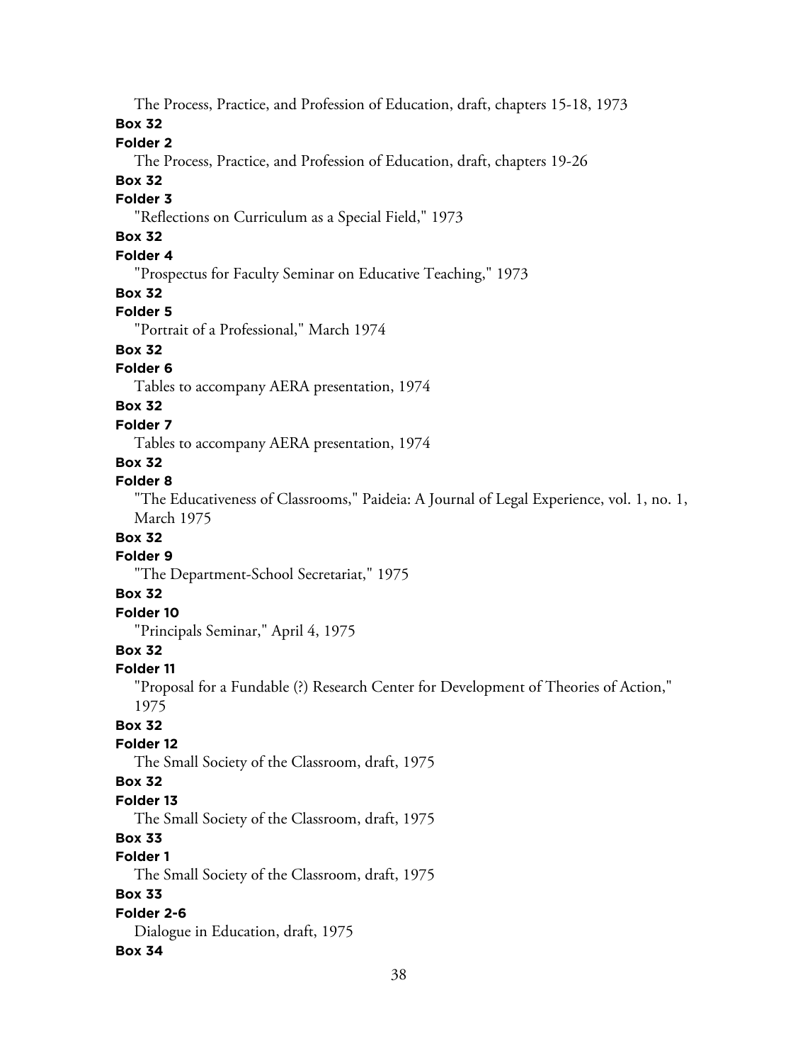The Process, Practice, and Profession of Education, draft, chapters 15-18, 1973

**Box 32**

**Folder 2**

The Process, Practice, and Profession of Education, draft, chapters 19-26

**Box 32**

**Folder 3**

"Reflections on Curriculum as a Special Field," 1973

**Box 32**

**Folder 4**

"Prospectus for Faculty Seminar on Educative Teaching," 1973

**Box 32**

**Folder 5**

"Portrait of a Professional," March 1974

**Box 32**

**Folder 6**

Tables to accompany AERA presentation, 1974

**Box 32**

**Folder 7**

Tables to accompany AERA presentation, 1974

**Box 32**

**Folder 8**

"The Educativeness of Classrooms," Paideia: A Journal of Legal Experience, vol. 1, no. 1, March 1975

**Box 32**

**Folder 9**

"The Department-School Secretariat," 1975

**Box 32**

**Folder 10**

"Principals Seminar," April 4, 1975

**Box 32**

**Folder 11**

"Proposal for a Fundable (?) Research Center for Development of Theories of Action," 1975

**Box 32**

**Folder 12**

The Small Society of the Classroom, draft, 1975

**Box 32**

**Folder 13**

The Small Society of the Classroom, draft, 1975

**Box 33**

**Folder 1**

The Small Society of the Classroom, draft, 1975

**Box 33**

**Folder 2-6**

Dialogue in Education, draft, 1975

**Box 34**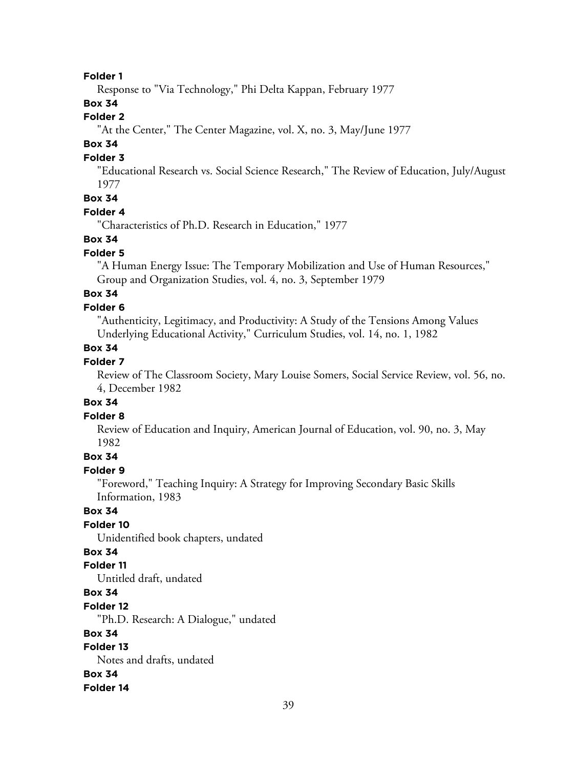**Folder 1**

Response to "Via Technology," Phi Delta Kappan, February 1977

**Box 34**

**Folder 2**

"At the Center," The Center Magazine, vol. X, no. 3, May/June 1977

**Box 34**

**Folder 3**

"Educational Research vs. Social Science Research," The Review of Education, July/August 1977

**Box 34**

**Folder 4**

"Characteristics of Ph.D. Research in Education," 1977

**Box 34**

**Folder 5**

"A Human Energy Issue: The Temporary Mobilization and Use of Human Resources," Group and Organization Studies, vol. 4, no. 3, September 1979

**Box 34**

**Folder 6**

"Authenticity, Legitimacy, and Productivity: A Study of the Tensions Among Values Underlying Educational Activity," Curriculum Studies, vol. 14, no. 1, 1982

**Box 34**

**Folder 7**

Review of The Classroom Society, Mary Louise Somers, Social Service Review, vol. 56, no. 4, December 1982

**Box 34**

**Folder 8**

Review of Education and Inquiry, American Journal of Education, vol. 90, no. 3, May 1982

**Box 34**

**Folder 9**

"Foreword," Teaching Inquiry: A Strategy for Improving Secondary Basic Skills Information, 1983

**Box 34**

**Folder 10**

Unidentified book chapters, undated

**Box 34**

**Folder 11**

Untitled draft, undated

**Box 34**

**Folder 12**

"Ph.D. Research: A Dialogue," undated

**Box 34**

**Folder 13**

Notes and drafts, undated

**Box 34**

**Folder 14**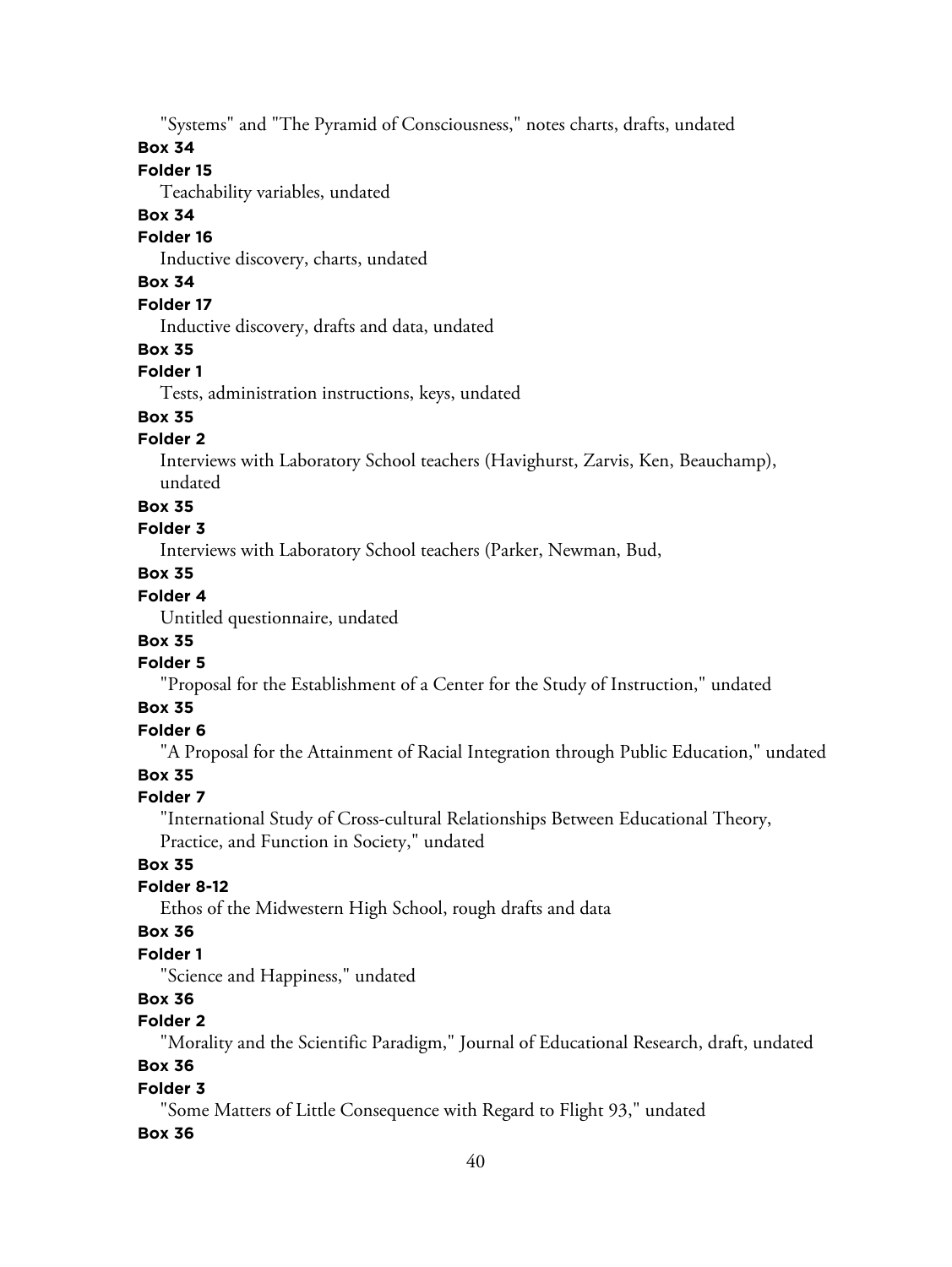"Systems" and "The Pyramid of Consciousness," notes charts, drafts, undated

**Box 34**

**Folder 15**

Teachability variables, undated

**Box 34**

**Folder 16**

Inductive discovery, charts, undated

**Box 34**

**Folder 17**

Inductive discovery, drafts and data, undated

**Box 35**

**Folder 1**

Tests, administration instructions, keys, undated

**Box 35**

**Folder 2**

Interviews with Laboratory School teachers (Havighurst, Zarvis, Ken, Beauchamp), undated

**Box 35**

**Folder 3**

Interviews with Laboratory School teachers (Parker, Newman, Bud,

**Box 35**

**Folder 4**

Untitled questionnaire, undated

**Box 35**

**Folder 5**

"Proposal for the Establishment of a Center for the Study of Instruction," undated

**Box 35**

**Folder 6**

"A Proposal for the Attainment of Racial Integration through Public Education," undated

**Box 35**

**Folder 7**

"International Study of Cross-cultural Relationships Between Educational Theory, Practice, and Function in Society," undated

**Box 35**

**Folder 8-12**

Ethos of the Midwestern High School, rough drafts and data

**Box 36**

**Folder 1**

"Science and Happiness," undated

**Box 36**

**Folder 2**

"Morality and the Scientific Paradigm," Journal of Educational Research, draft, undated

**Box 36**

**Folder 3**

"Some Matters of Little Consequence with Regard to Flight 93," undated

**Box 36**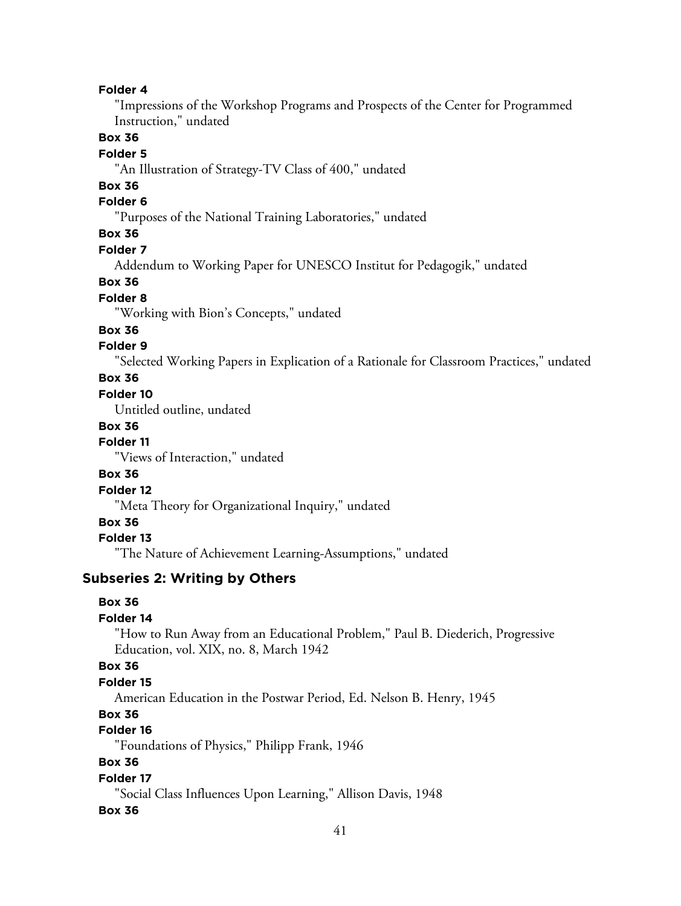**Folder 4**

"Impressions of the Workshop Programs and Prospects of the Center for Programmed Instruction," undated

**Box 36**

**Folder 5**

"An Illustration of Strategy-TV Class of 400," undated

**Box 36**

**Folder 6**

"Purposes of the National Training Laboratories," undated

**Box 36**

**Folder 7**

Addendum to Working Paper for UNESCO Institut for Pedagogik," undated

**Box 36**

**Folder 8**

"Working with Bion's Concepts," undated

**Box 36**

**Folder 9**

"Selected Working Papers in Explication of a Rationale for Classroom Practices," undated

**Box 36**

**Folder 10**

Untitled outline, undated

**Box 36**

**Folder 11**

"Views of Interaction," undated

**Box 36**

**Folder 12**

"Meta Theory for Organizational Inquiry," undated

**Box 36**

**Folder 13**

"The Nature of Achievement Learning-Assumptions," undated

## Subseries 2: Writing by Others

**Box 36**

**Folder 14**

"How to Run Away from an Educational Problem," Paul B. Diederich, Progressive Education, vol. XIX, no. 8, March 1942

**Box 36**

**Folder 15**

American Education in the Postwar Period, Ed. Nelson B. Henry, 1945

**Box 36**

**Folder 16**

"Foundations of Physics," Philipp Frank, 1946

**Box 36**

**Folder 17**

"Social Class Influences Upon Learning," Allison Davis, 1948

**Box 36**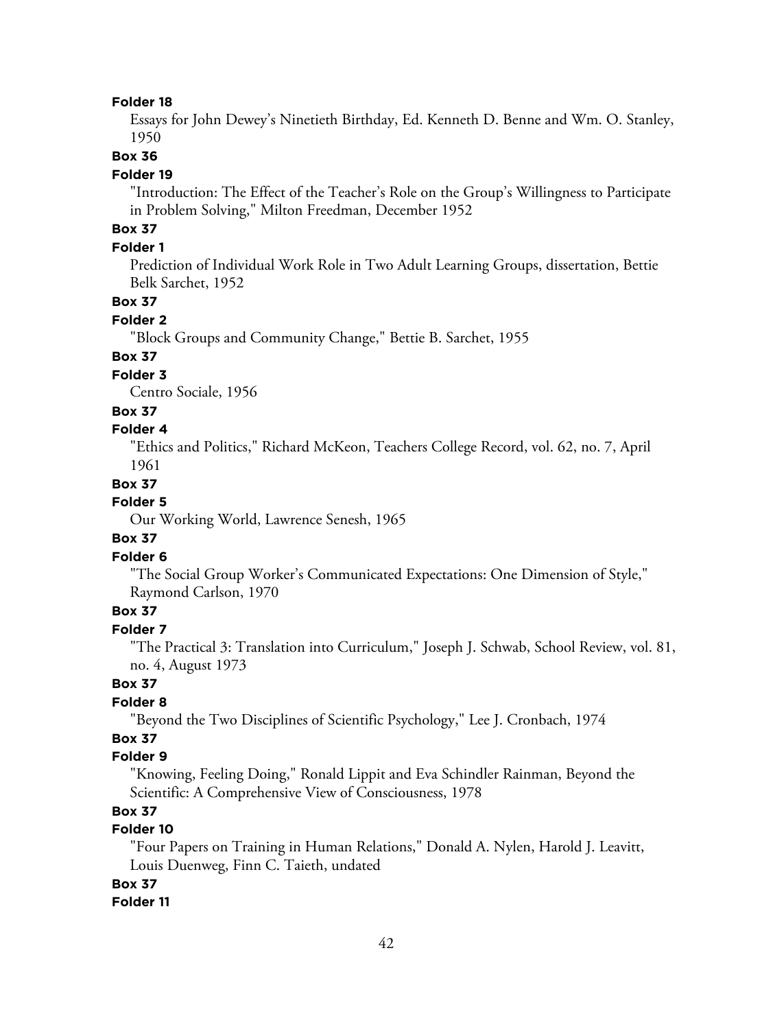**Folder 18**

Essays for John Dewey's Ninetieth Birthday, Ed. Kenneth D. Benne and Wm. O. Stanley, 1950

**Box 36**

**Folder 19**

"Introduction: The Effect of the Teacher's Role on the Group's Willingness to Participate in Problem Solving," Milton Freedman, December 1952

**Box 37**

**Folder 1**

Prediction of Individual Work Role in Two Adult Learning Groups, dissertation, Bettie Belk Sarchet, 1952

**Box 37**

**Folder 2**

"Block Groups and Community Change," Bettie B. Sarchet, 1955

**Box 37**

**Folder 3**

Centro Sociale, 1956

**Box 37**

**Folder 4**

"Ethics and Politics," Richard McKeon, Teachers College Record, vol. 62, no. 7, April 1961

**Box 37**

**Folder 5**

Our Working World, Lawrence Senesh, 1965

**Box 37**

**Folder 6**

"The Social Group Worker's Communicated Expectations: One Dimension of Style," Raymond Carlson, 1970

**Box 37**

**Folder 7**

"The Practical 3: Translation into Curriculum," Joseph J. Schwab, School Review, vol. 81, no. 4, August 1973

**Box 37**

**Folder 8**

"Beyond the Two Disciplines of Scientific Psychology," Lee J. Cronbach, 1974

**Box 37**

**Folder 9**

"Knowing, Feeling Doing," Ronald Lippit and Eva Schindler Rainman, Beyond the Scientific: A Comprehensive View of Consciousness, 1978

**Box 37**

**Folder 10**

"Four Papers on Training in Human Relations," Donald A. Nylen, Harold J. Leavitt, Louis Duenweg, Finn C. Taieth, undated

**Box 37**

**Folder 11**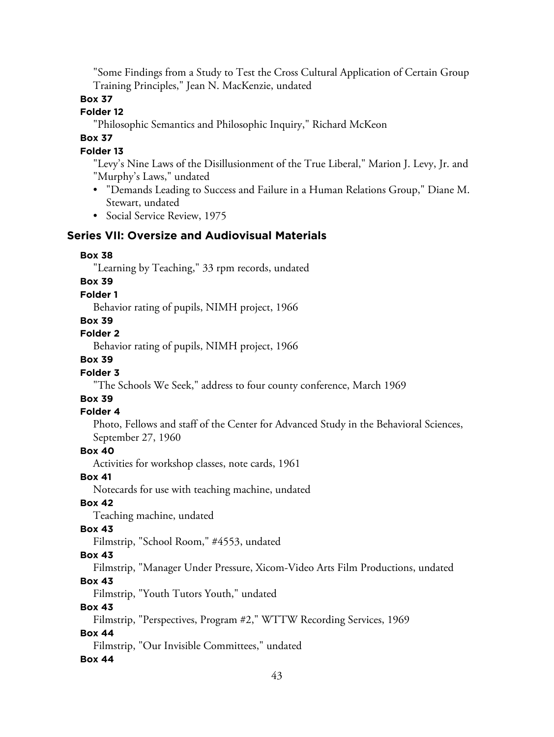"Some Findings from a Study to Test the Cross Cultural Application of Certain Group Training Principles," Jean N. MacKenzie, undated

**Box 37**

**Folder 12**

"Philosophic Semantics and Philosophic Inquiry," Richard McKeon

**Box 37**

**Folder 13**

"Levy's Nine Laws of the Disillusionment of the True Liberal," Marion J. Levy, Jr. and "Murphy's Laws," undated

- "Demands Leading to Success and Failure in a Human Relations Group," Diane M. Stewart, undated
- Social Service Review, 1975

## Series VII: Oversize and Audiovisual Materials

**Box 38**

"Learning by Teaching," 33 rpm records, undated

**Box 39**

**Folder 1**

Behavior rating of pupils, NIMH project, 1966

**Box 39**

**Folder 2**

Behavior rating of pupils, NIMH project, 1966

**Box 39**

**Folder 3**

"The Schools We Seek," address to four county conference, March 1969

**Box 39**

**Folder 4**

Photo, Fellows and staff of the Center for Advanced Study in the Behavioral Sciences, September 27, 1960

**Box 40**

Activities for workshop classes, note cards, 1961

**Box 41**

Notecards for use with teaching machine, undated

**Box 42**

Teaching machine, undated

**Box 43**

Filmstrip, "School Room," #4553, undated

**Box 43**

Filmstrip, "Manager Under Pressure, Xicom-Video Arts Film Productions, undated

**Box 43**

Filmstrip, "Youth Tutors Youth," undated

**Box 43**

Filmstrip, "Perspectives, Program #2," WTTW Recording Services, 1969

**Box 44**

Filmstrip, "Our Invisible Committees," undated

**Box 44**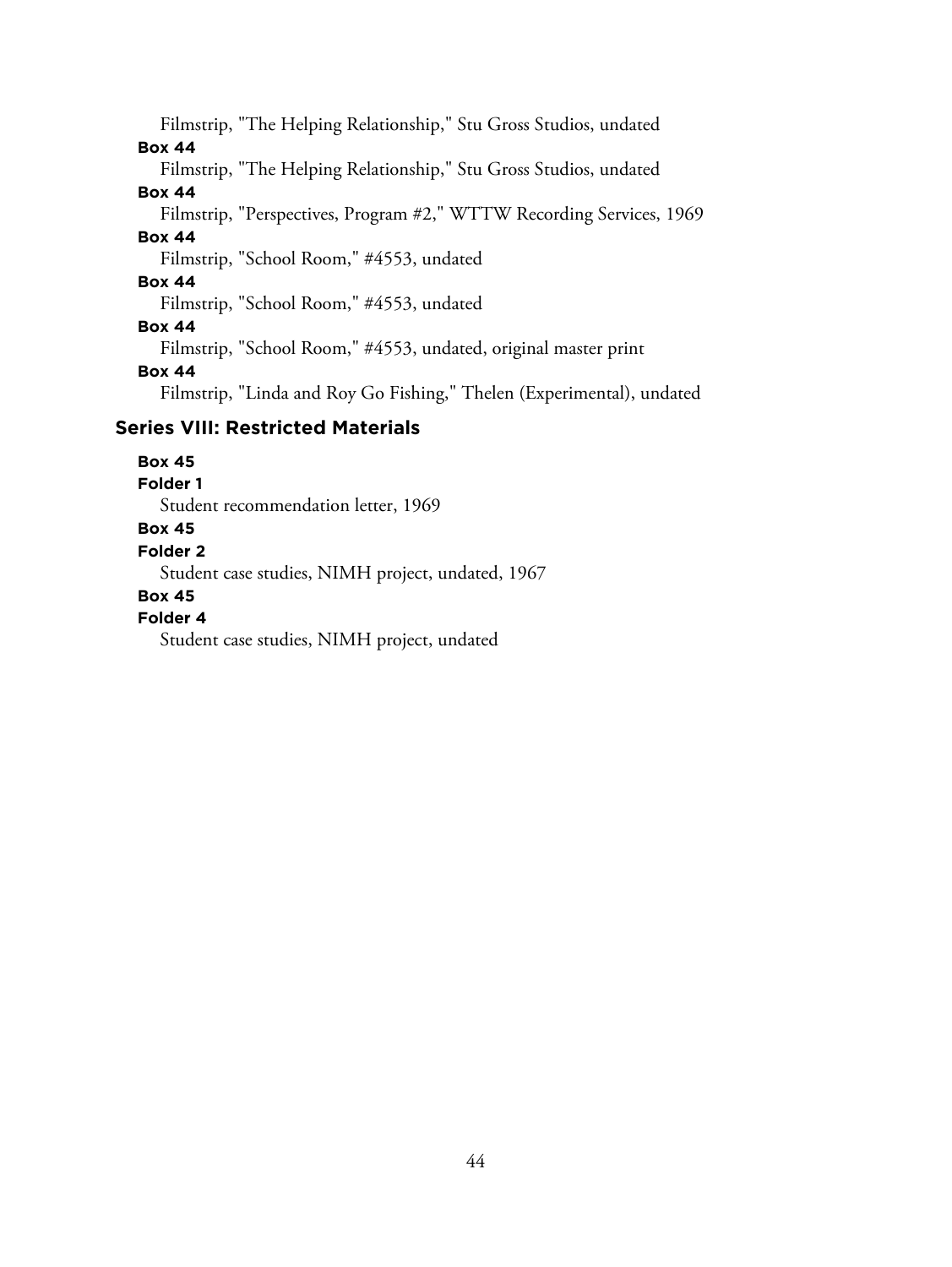Filmstrip, "The Helping Relationship," Stu Gross Studios, undated

**Box 44**

Filmstrip, "The Helping Relationship," Stu Gross Studios, undated

**Box 44**

Filmstrip, "Perspectives, Program #2," WTTW Recording Services, 1969

**Box 44**

Filmstrip, "School Room," #4553, undated

**Box 44**

Filmstrip, "School Room," #4553, undated

**Box 44**

Filmstrip, "School Room," #4553, undated, original master print

**Box 44**

Filmstrip, "Linda and Roy Go Fishing," Thelen (Experimental), undated

## Series VIII: Restricted Materials

**Box 45**

**Folder 1**

Student recommendation letter, 1969

**Box 45**

**Folder 2**

Student case studies, NIMH project, undated, 1967

**Box 45**

**Folder 4**

Student case studies, NIMH project, undated